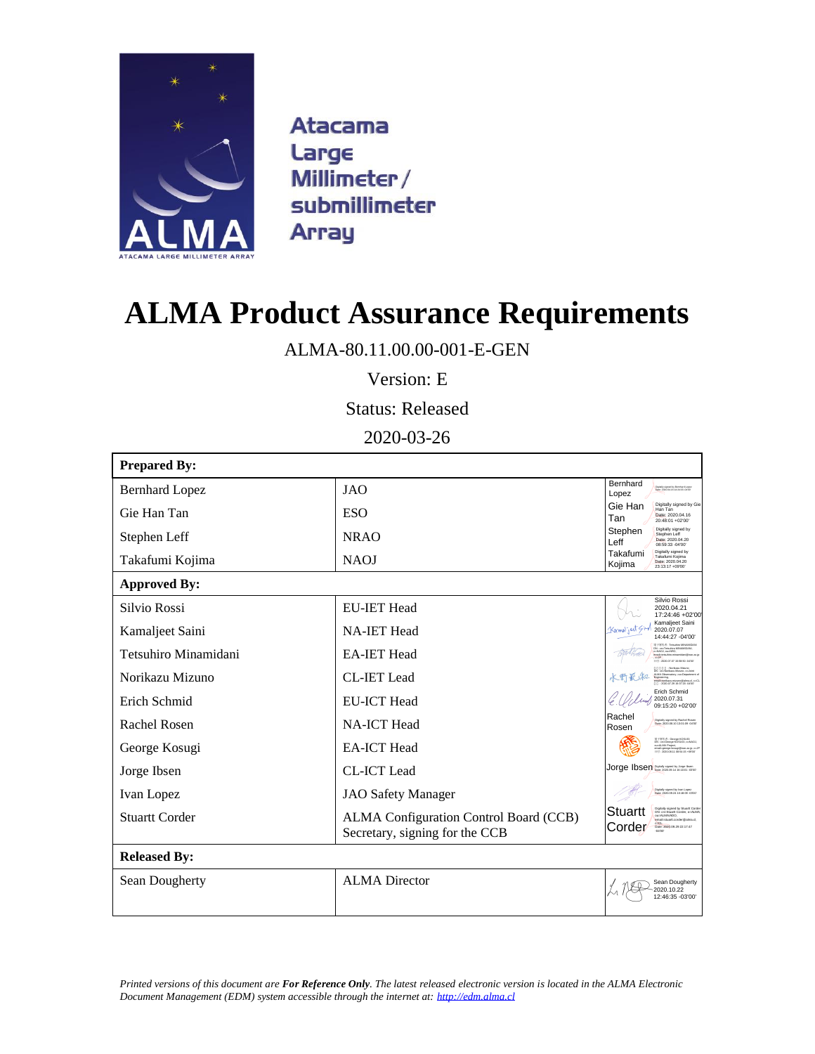Atacama
Large
Millimeter /
submillimeter
Array

# ALMA Product Assurance Requirements

ALMA-80.11.00.00-001-E-GEN

Version: E

Status: Released

2020-03-26

| **Prepared By:** | | |
|---|---|---|
| Bernhard Lopez | JAO | Bernhard Lopez |
| Gie Han Tan | ESO | Gie Han Tan<br>Digitally signed by Gie Han Tan<br>Date: 2020.04.16 20:48:01 +02'00' |
| Stephen Leff | NRAO | Stephen Leff<br>Digitally signed by Stephen Leff<br>Date: 2020.04.20 08:59:33 -04'00' |
| Takafumi Kojima | NAOJ | Takafumi Kojima<br>Digitally signed by Takafumi Kojima<br>Date: 2020.04.20 23:13:17 +09'00' |
| **Approved By:** | | |
| Silvio Rossi | EU-IET Head | Silvio Rossi<br>2020.04.21<br>17:24:46 +02'00' |
| Kamaljeet Saini | NA-IET Head | Kamaljeet Saini<br>2020.07.07<br>14:44:27 -04'00' |
| Tetsuhiro Minamidani | EA-IET Head | |
| Norikazu Mizuno | CL-IET Lead | |
| Erich Schmid | EU-ICT Head | Erich Schmid<br>2020.07.31<br>09:15:20 +02'00' |
| Rachel Rosen | NA-ICT Head | Rachel Rosen |
| George Kosugi | EA-ICT Head | |
| Jorge Ibsen | CL-ICT Lead | Jorge Ibsen |
| Ivan Lopez | JAO Safety Manager | |
| Stuartt Corder | ALMA Configuration Control Board (CCB) Secretary, signing for the CCB | Stuartt Corder |
| **Released By:** | | |
| Sean Dougherty | ALMA Director | Sean Dougherty<br>2020.10.22<br>12:46:35 -03'00' |

*Printed versions of this document are **For Reference Only**. The latest released electronic version is located in the ALMA Electronic Document Management (EDM) system accessible through the internet at: [http://edm.alma.cl](http://edm.alma.cl)*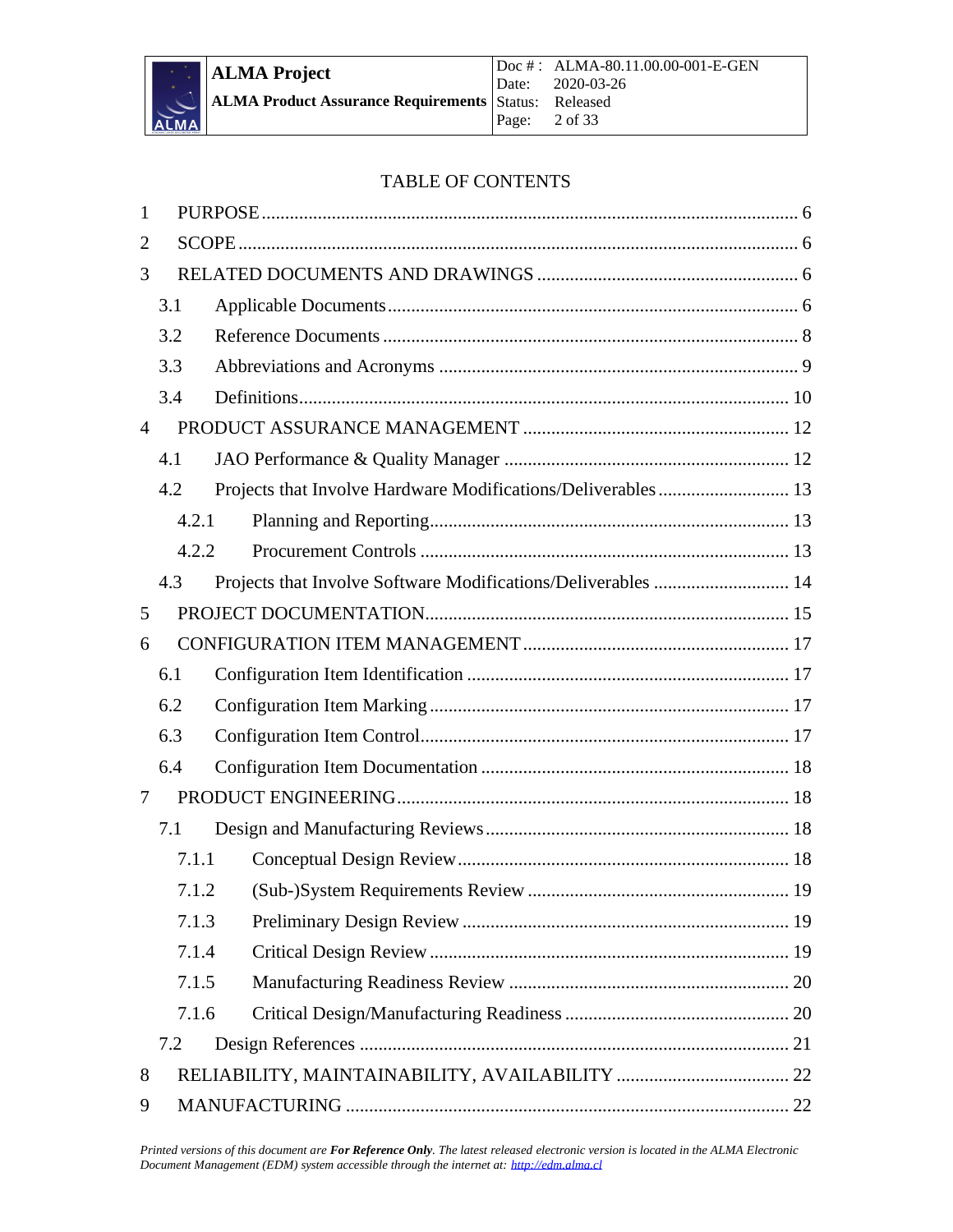TABLE OF CONTENTS

1 PURPOSE ........................................................................................................ 6
2 SCOPE ............................................................................................................ 6
3 RELATED DOCUMENTS AND DRAWINGS ......................................................... 6
3.1 Applicable Documents ................................................................................... 6
3.2 Reference Documents ................................................................................... 8
3.3 Abbreviations and Acronyms ........................................................................ 9
3.4 Definitions .................................................................................................... 10
4 PRODUCT ASSURANCE MANAGEMENT ......................................................... 12
4.1 JAO Performance & Quality Manager ........................................................... 12
4.2 Projects that Involve Hardware Modifications/Deliverables .......................... 13
4.2.1 Planning and Reporting ............................................................................ 13
4.2.2 Procurement Controls .............................................................................. 13
4.3 Projects that Involve Software Modifications/Deliverables ............................ 14
5 PROJECT DOCUMENTATION ......................................................................... 15
6 CONFIGURATION ITEM MANAGEMENT ......................................................... 17
6.1 Configuration Item Identification .................................................................. 17
6.2 Configuration Item Marking ......................................................................... 17
6.3 Configuration Item Control ........................................................................... 17
6.4 Configuration Item Documentation .............................................................. 18
7 PRODUCT ENGINEERING ............................................................................... 18
7.1 Design and Manufacturing Reviews ............................................................. 18
7.1.1 Conceptual Design Review ....................................................................... 18
7.1.2 (Sub-)System Requirements Review ........................................................ 19
7.1.3 Preliminary Design Review ....................................................................... 19
7.1.4 Critical Design Review .............................................................................. 19
7.1.5 Manufacturing Readiness Review ............................................................. 20
7.1.6 Critical Design/Manufacturing Readiness ................................................. 20
7.2 Design References ........................................................................................ 21
8 RELIABILITY, MAINTAINABILITY, AVAILABILITY .......................................... 22
9 MANUFACTURING .......................................................................................... 22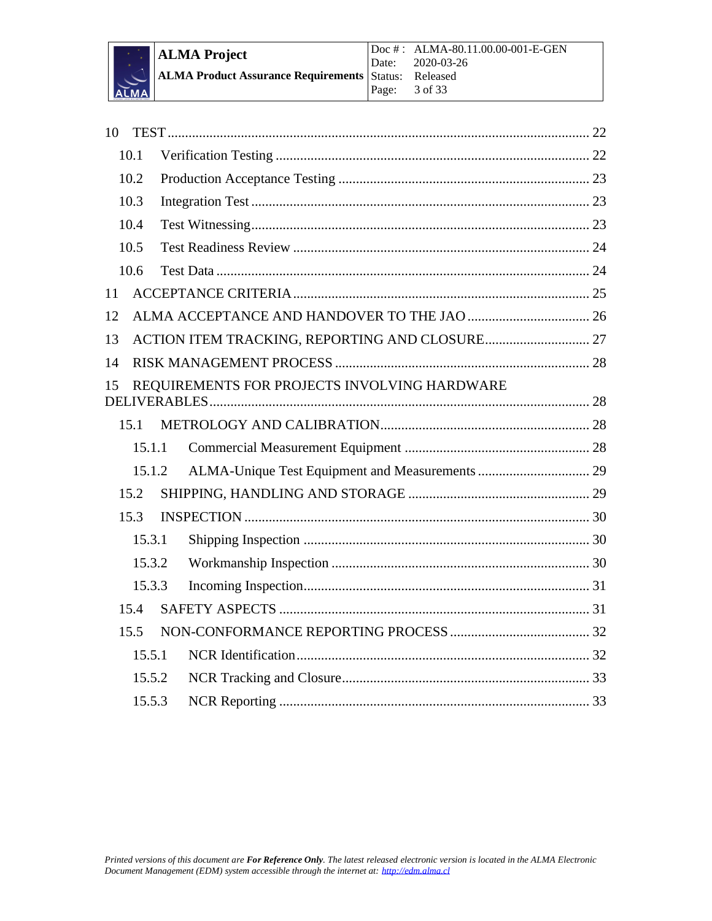10 TEST ........ 22

- 10.1 Verification Testing ........ 22
- 10.2 Production Acceptance Testing ........ 23
- 10.3 Integration Test ........ 23
- 10.4 Test Witnessing ........ 23
- 10.5 Test Readiness Review ........ 24
- 10.6 Test Data ........ 24

11 ACCEPTANCE CRITERIA ........ 25

12 ALMA ACCEPTANCE AND HANDOVER TO THE JAO ........ 26

13 ACTION ITEM TRACKING, REPORTING AND CLOSURE ........ 27

14 RISK MANAGEMENT PROCESS ........ 28

15 REQUIREMENTS FOR PROJECTS INVOLVING HARDWARE DELIVERABLES ........ 28

- 15.1 METROLOGY AND CALIBRATION ........ 28
  - 15.1.1 Commercial Measurement Equipment ........ 28
  - 15.1.2 ALMA-Unique Test Equipment and Measurements ........ 29
- 15.2 SHIPPING, HANDLING AND STORAGE ........ 29
- 15.3 INSPECTION ........ 30
  - 15.3.1 Shipping Inspection ........ 30
  - 15.3.2 Workmanship Inspection ........ 30
  - 15.3.3 Incoming Inspection ........ 31
- 15.4 SAFETY ASPECTS ........ 31
- 15.5 NON-CONFORMANCE REPORTING PROCESS ........ 32
  - 15.5.1 NCR Identification ........ 32
  - 15.5.2 NCR Tracking and Closure ........ 33
  - 15.5.3 NCR Reporting ........ 33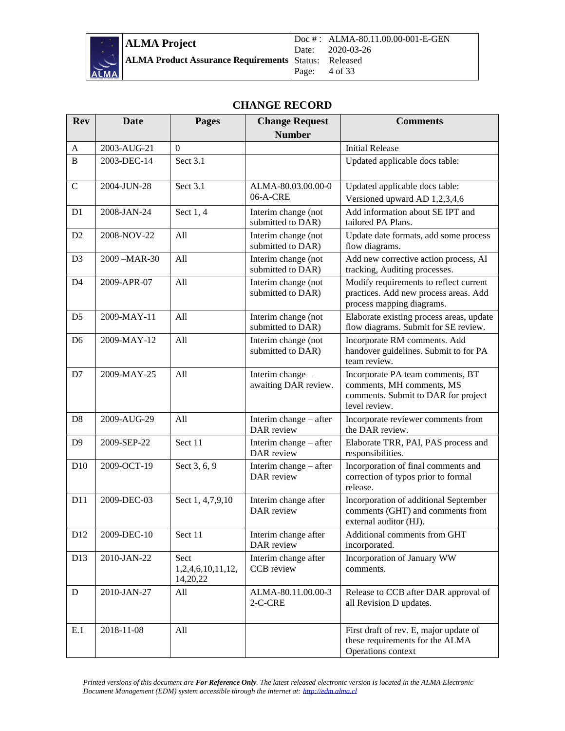# CHANGE RECORD

| Rev | Date | Pages | Change Request Number | Comments |
|---|---|---|---|---|
| A | 2003-AUG-21 | 0 | | Initial Release |
| B | 2003-DEC-14 | Sect 3.1 | | Updated applicable docs table: |
| C | 2004-JUN-28 | Sect 3.1 | ALMA-80.03.00.00-006-A-CRE | Updated applicable docs table: Versioned upward AD 1,2,3,4,6 |
| D1 | 2008-JAN-24 | Sect 1, 4 | Interim change (not submitted to DAR) | Add information about SE IPT and tailored PA Plans. |
| D2 | 2008-NOV-22 | All | Interim change (not submitted to DAR) | Update date formats, add some process flow diagrams. |
| D3 | 2009 –MAR-30 | All | Interim change (not submitted to DAR) | Add new corrective action process, AI tracking, Auditing processes. |
| D4 | 2009-APR-07 | All | Interim change (not submitted to DAR) | Modify requirements to reflect current practices. Add new process areas. Add process mapping diagrams. |
| D5 | 2009-MAY-11 | All | Interim change (not submitted to DAR) | Elaborate existing process areas, update flow diagrams. Submit for SE review. |
| D6 | 2009-MAY-12 | All | Interim change (not submitted to DAR) | Incorporate RM comments. Add handover guidelines. Submit to for PA team review. |
| D7 | 2009-MAY-25 | All | Interim change – awaiting DAR review. | Incorporate PA team comments, BT comments, MH comments, MS comments. Submit to DAR for project level review. |
| D8 | 2009-AUG-29 | All | Interim change – after DAR review | Incorporate reviewer comments from the DAR review. |
| D9 | 2009-SEP-22 | Sect 11 | Interim change – after DAR review | Elaborate TRR, PAI, PAS process and responsibilities. |
| D10 | 2009-OCT-19 | Sect 3, 6, 9 | Interim change – after DAR review | Incorporation of final comments and correction of typos prior to formal release. |
| D11 | 2009-DEC-03 | Sect 1, 4,7,9,10 | Interim change after DAR review | Incorporation of additional September comments (GHT) and comments from external auditor (HJ). |
| D12 | 2009-DEC-10 | Sect 11 | Interim change after DAR review | Additional comments from GHT incorporated. |
| D13 | 2010-JAN-22 | Sect 1,2,4,6,10,11,12, 14,20,22 | Interim change after CCB review | Incorporation of January WW comments. |
| D | 2010-JAN-27 | All | ALMA-80.11.00.00-32-C-CRE | Release to CCB after DAR approval of all Revision D updates. |
| E.1 | 2018-11-08 | All | | First draft of rev. E, major update of these requirements for the ALMA Operations context |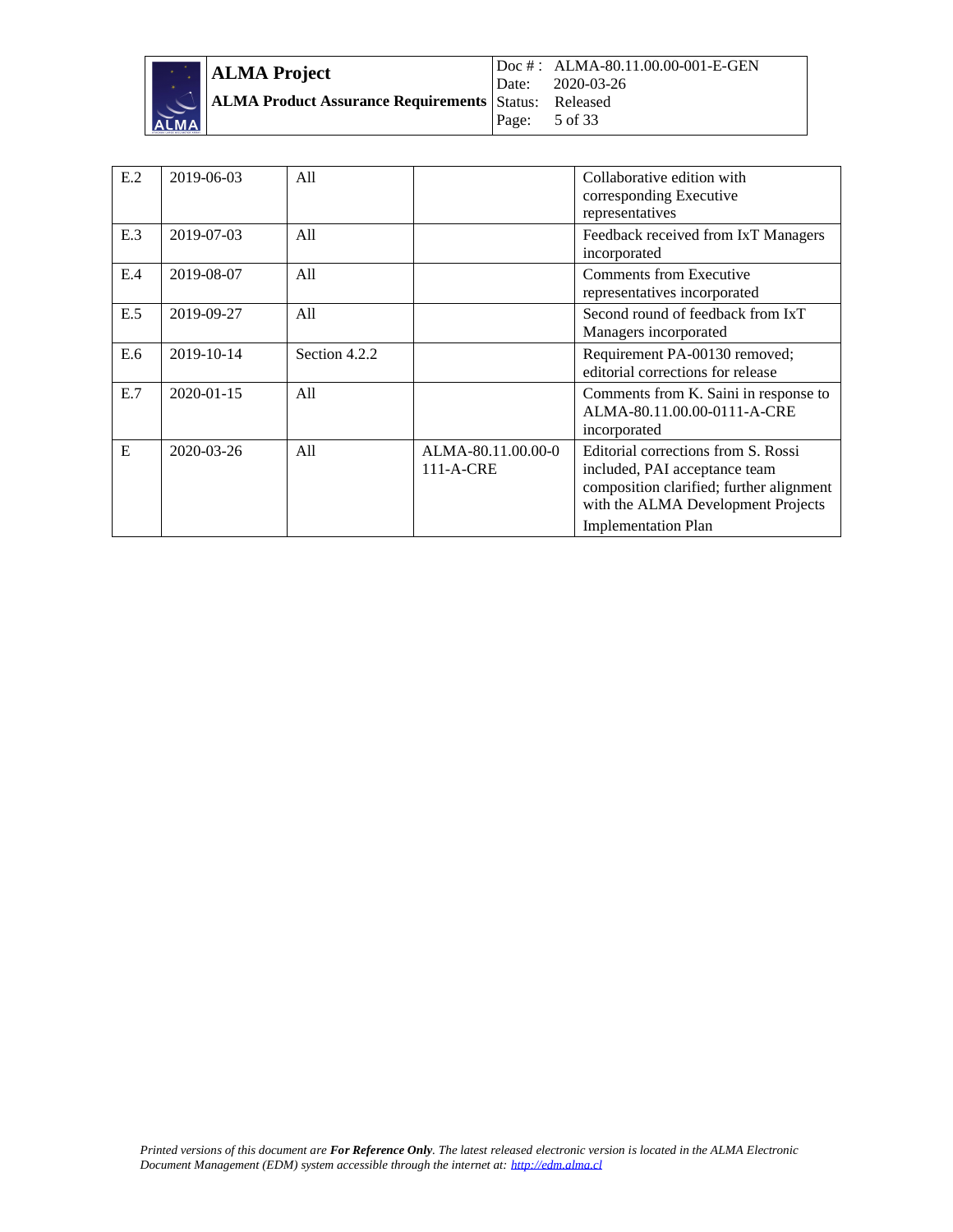| | | | | |
|---|---|---|---|---|
| E.2 | 2019-06-03 | All | | Collaborative edition with corresponding Executive representatives |
| E.3 | 2019-07-03 | All | | Feedback received from IxT Managers incorporated |
| E.4 | 2019-08-07 | All | | Comments from Executive representatives incorporated |
| E.5 | 2019-09-27 | All | | Second round of feedback from IxT Managers incorporated |
| E.6 | 2019-10-14 | Section 4.2.2 | | Requirement PA-00130 removed; editorial corrections for release |
| E.7 | 2020-01-15 | All | | Comments from K. Saini in response to ALMA-80.11.00.00-0111-A-CRE incorporated |
| E | 2020-03-26 | All | ALMA-80.11.00.00-0111-A-CRE | Editorial corrections from S. Rossi included, PAI acceptance team composition clarified; further alignment with the ALMA Development Projects Implementation Plan |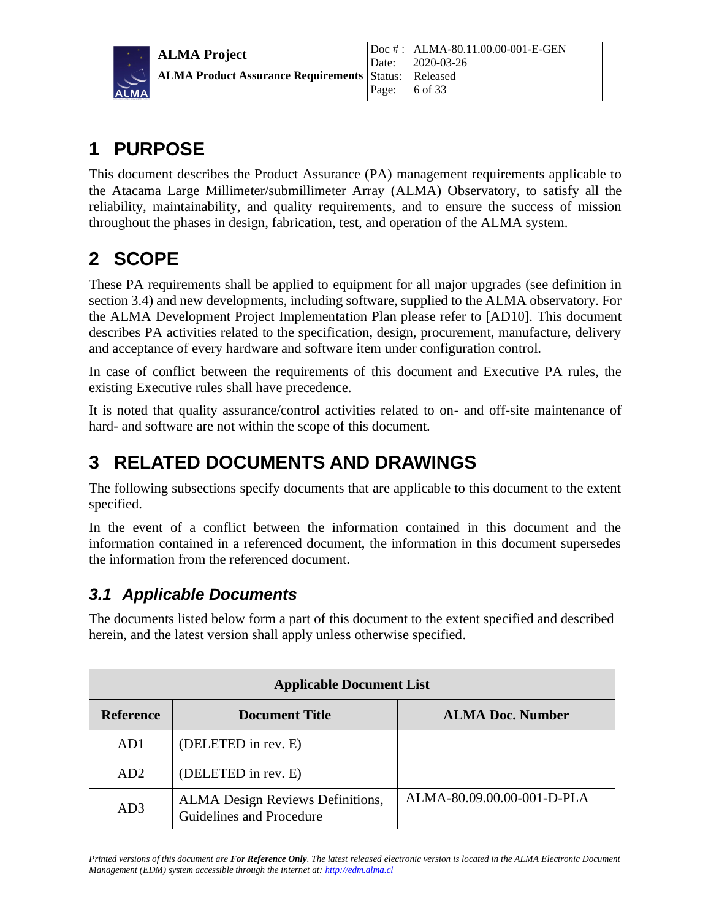# 1 PURPOSE

This document describes the Product Assurance (PA) management requirements applicable to the Atacama Large Millimeter/submillimeter Array (ALMA) Observatory, to satisfy all the reliability, maintainability, and quality requirements, and to ensure the success of mission throughout the phases in design, fabrication, test, and operation of the ALMA system.

# 2 SCOPE

These PA requirements shall be applied to equipment for all major upgrades (see definition in section 3.4) and new developments, including software, supplied to the ALMA observatory. For the ALMA Development Project Implementation Plan please refer to [AD10]. This document describes PA activities related to the specification, design, procurement, manufacture, delivery and acceptance of every hardware and software item under configuration control.

In case of conflict between the requirements of this document and Executive PA rules, the existing Executive rules shall have precedence.

It is noted that quality assurance/control activities related to on- and off-site maintenance of hard- and software are not within the scope of this document.

# 3 RELATED DOCUMENTS AND DRAWINGS

The following subsections specify documents that are applicable to this document to the extent specified.

In the event of a conflict between the information contained in this document and the information contained in a referenced document, the information in this document supersedes the information from the referenced document.

## *3.1 Applicable Documents*

The documents listed below form a part of this document to the extent specified and described herein, and the latest version shall apply unless otherwise specified.

| Applicable Document List | | |
|---|---|---|
| **Reference** | **Document Title** | **ALMA Doc. Number** |
| AD1 | (DELETED in rev. E) | |
| AD2 | (DELETED in rev. E) | |
| AD3 | ALMA Design Reviews Definitions, Guidelines and Procedure | ALMA-80.09.00.00-001-D-PLA |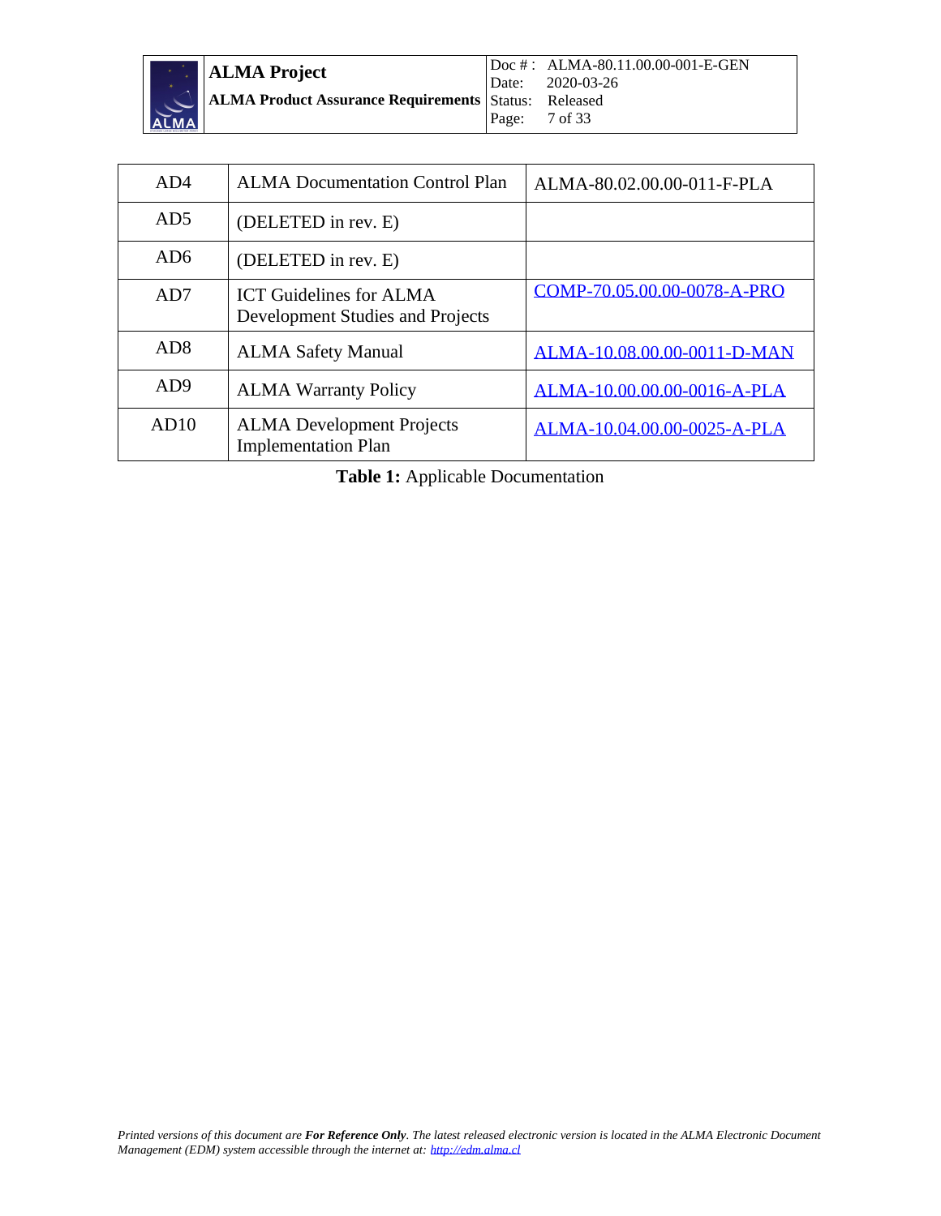| AD4 | ALMA Documentation Control Plan | ALMA-80.02.00.00-011-F-PLA |
|---|---|---|
| AD5 | (DELETED in rev. E) | |
| AD6 | (DELETED in rev. E) | |
| AD7 | ICT Guidelines for ALMA Development Studies and Projects | COMP-70.05.00.00-0078-A-PRO |
| AD8 | ALMA Safety Manual | ALMA-10.08.00.00-0011-D-MAN |
| AD9 | ALMA Warranty Policy | ALMA-10.00.00.00-0016-A-PLA |
| AD10 | ALMA Development Projects Implementation Plan | ALMA-10.04.00.00-0025-A-PLA |

**Table 1:** Applicable Documentation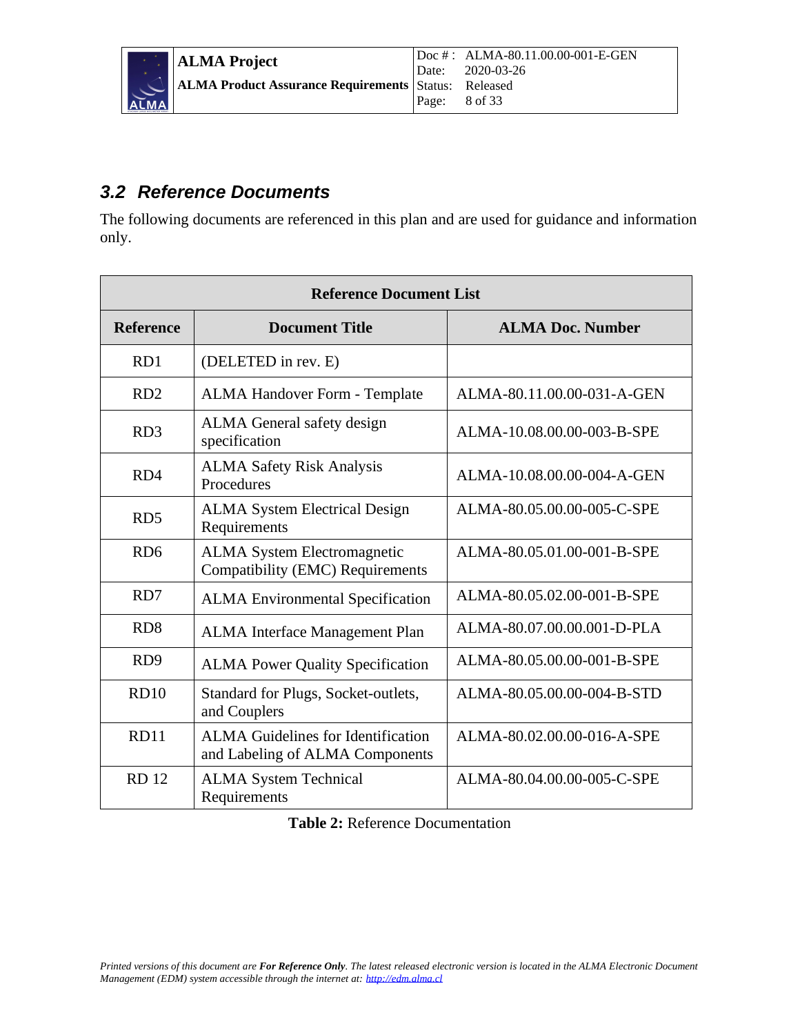### 3.2 Reference Documents

The following documents are referenced in this plan and are used for guidance and information only.

| Reference Document List | | |
|---|---|---|
| **Reference** | **Document Title** | **ALMA Doc. Number** |
| RD1 | (DELETED in rev. E) | |
| RD2 | ALMA Handover Form - Template | ALMA-80.11.00.00-031-A-GEN |
| RD3 | ALMA General safety design specification | ALMA-10.08.00.00-003-B-SPE |
| RD4 | ALMA Safety Risk Analysis Procedures | ALMA-10.08.00.00-004-A-GEN |
| RD5 | ALMA System Electrical Design Requirements | ALMA-80.05.00.00-005-C-SPE |
| RD6 | ALMA System Electromagnetic Compatibility (EMC) Requirements | ALMA-80.05.01.00-001-B-SPE |
| RD7 | ALMA Environmental Specification | ALMA-80.05.02.00-001-B-SPE |
| RD8 | ALMA Interface Management Plan | ALMA-80.07.00.00.001-D-PLA |
| RD9 | ALMA Power Quality Specification | ALMA-80.05.00.00-001-B-SPE |
| RD10 | Standard for Plugs, Socket-outlets, and Couplers | ALMA-80.05.00.00-004-B-STD |
| RD11 | ALMA Guidelines for Identification and Labeling of ALMA Components | ALMA-80.02.00.00-016-A-SPE |
| RD 12 | ALMA System Technical Requirements | ALMA-80.04.00.00-005-C-SPE |

**Table 2:** Reference Documentation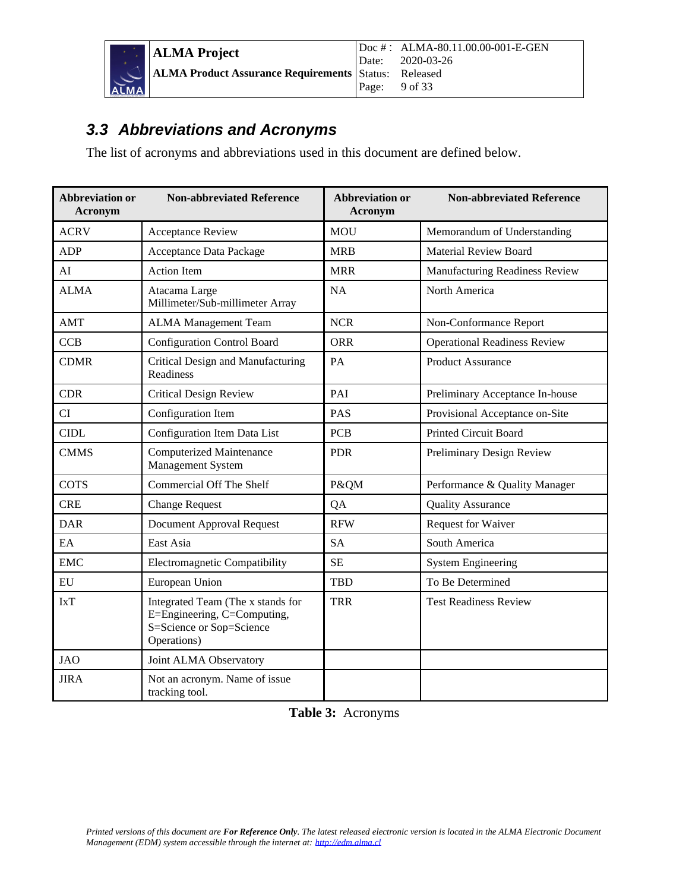### 3.3 Abbreviations and Acronyms

The list of acronyms and abbreviations used in this document are defined below.

| Abbreviation or Acronym | Non-abbreviated Reference | Abbreviation or Acronym | Non-abbreviated Reference |
|---|---|---|---|
| ACRV | Acceptance Review | MOU | Memorandum of Understanding |
| ADP | Acceptance Data Package | MRB | Material Review Board |
| AI | Action Item | MRR | Manufacturing Readiness Review |
| ALMA | Atacama Large Millimeter/Sub-millimeter Array | NA | North America |
| AMT | ALMA Management Team | NCR | Non-Conformance Report |
| CCB | Configuration Control Board | ORR | Operational Readiness Review |
| CDMR | Critical Design and Manufacturing Readiness | PA | Product Assurance |
| CDR | Critical Design Review | PAI | Preliminary Acceptance In-house |
| CI | Configuration Item | PAS | Provisional Acceptance on-Site |
| CIDL | Configuration Item Data List | PCB | Printed Circuit Board |
| CMMS | Computerized Maintenance Management System | PDR | Preliminary Design Review |
| COTS | Commercial Off The Shelf | P&QM | Performance & Quality Manager |
| CRE | Change Request | QA | Quality Assurance |
| DAR | Document Approval Request | RFW | Request for Waiver |
| EA | East Asia | SA | South America |
| EMC | Electromagnetic Compatibility | SE | System Engineering |
| EU | European Union | TBD | To Be Determined |
| IxT | Integrated Team (The x stands for E=Engineering, C=Computing, S=Science or Sop=Science Operations) | TRR | Test Readiness Review |
| JAO | Joint ALMA Observatory | | |
| JIRA | Not an acronym. Name of issue tracking tool. | | |

**Table 3:** Acronyms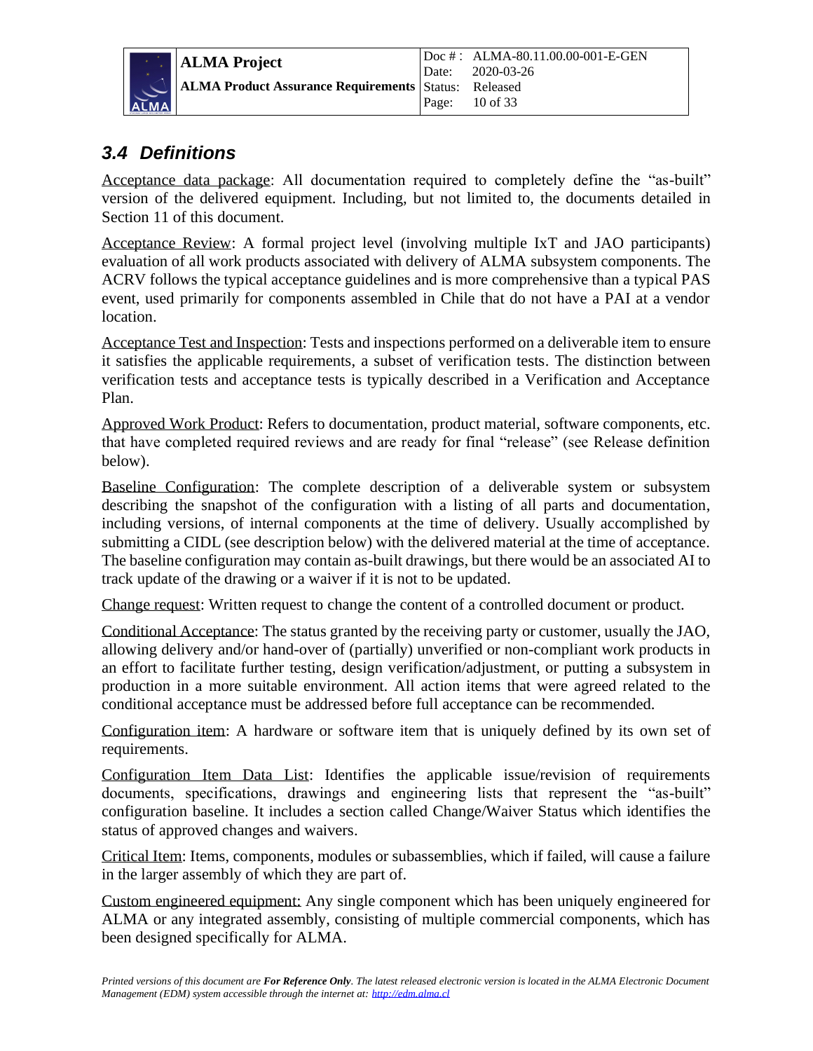## 3.4 Definitions

Acceptance data package: All documentation required to completely define the "as-built" version of the delivered equipment. Including, but not limited to, the documents detailed in Section 11 of this document.

Acceptance Review: A formal project level (involving multiple IxT and JAO participants) evaluation of all work products associated with delivery of ALMA subsystem components. The ACRV follows the typical acceptance guidelines and is more comprehensive than a typical PAS event, used primarily for components assembled in Chile that do not have a PAI at a vendor location.

Acceptance Test and Inspection: Tests and inspections performed on a deliverable item to ensure it satisfies the applicable requirements, a subset of verification tests. The distinction between verification tests and acceptance tests is typically described in a Verification and Acceptance Plan.

Approved Work Product: Refers to documentation, product material, software components, etc. that have completed required reviews and are ready for final "release" (see Release definition below).

Baseline Configuration: The complete description of a deliverable system or subsystem describing the snapshot of the configuration with a listing of all parts and documentation, including versions, of internal components at the time of delivery. Usually accomplished by submitting a CIDL (see description below) with the delivered material at the time of acceptance. The baseline configuration may contain as-built drawings, but there would be an associated AI to track update of the drawing or a waiver if it is not to be updated.

Change request: Written request to change the content of a controlled document or product.

Conditional Acceptance: The status granted by the receiving party or customer, usually the JAO, allowing delivery and/or hand-over of (partially) unverified or non-compliant work products in an effort to facilitate further testing, design verification/adjustment, or putting a subsystem in production in a more suitable environment. All action items that were agreed related to the conditional acceptance must be addressed before full acceptance can be recommended.

Configuration item: A hardware or software item that is uniquely defined by its own set of requirements.

Configuration Item Data List: Identifies the applicable issue/revision of requirements documents, specifications, drawings and engineering lists that represent the "as-built" configuration baseline. It includes a section called Change/Waiver Status which identifies the status of approved changes and waivers.

Critical Item: Items, components, modules or subassemblies, which if failed, will cause a failure in the larger assembly of which they are part of.

Custom engineered equipment: Any single component which has been uniquely engineered for ALMA or any integrated assembly, consisting of multiple commercial components, which has been designed specifically for ALMA.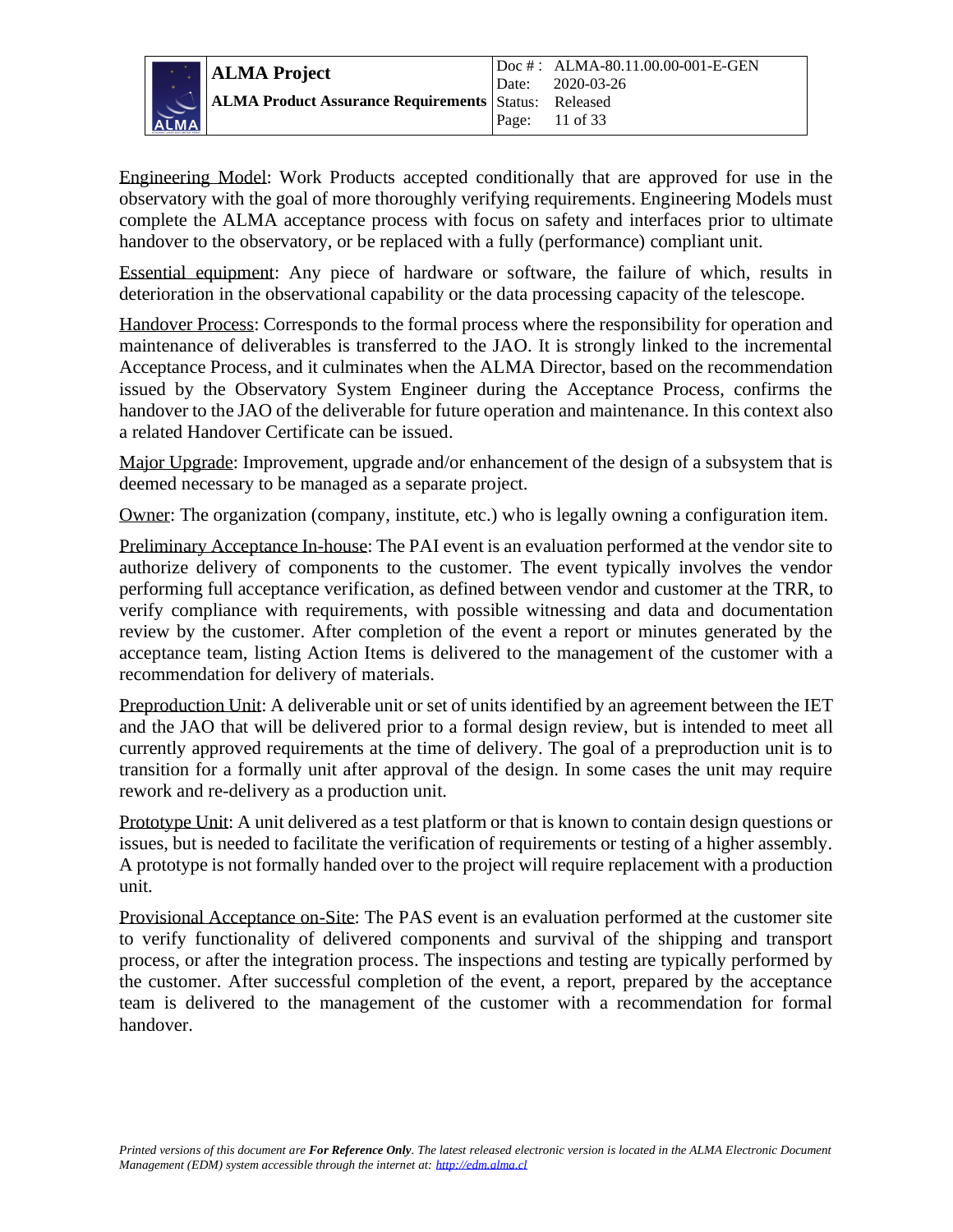Engineering Model: Work Products accepted conditionally that are approved for use in the observatory with the goal of more thoroughly verifying requirements. Engineering Models must complete the ALMA acceptance process with focus on safety and interfaces prior to ultimate handover to the observatory, or be replaced with a fully (performance) compliant unit.

Essential equipment: Any piece of hardware or software, the failure of which, results in deterioration in the observational capability or the data processing capacity of the telescope.

Handover Process: Corresponds to the formal process where the responsibility for operation and maintenance of deliverables is transferred to the JAO. It is strongly linked to the incremental Acceptance Process, and it culminates when the ALMA Director, based on the recommendation issued by the Observatory System Engineer during the Acceptance Process, confirms the handover to the JAO of the deliverable for future operation and maintenance. In this context also a related Handover Certificate can be issued.

Major Upgrade: Improvement, upgrade and/or enhancement of the design of a subsystem that is deemed necessary to be managed as a separate project.

Owner: The organization (company, institute, etc.) who is legally owning a configuration item.

Preliminary Acceptance In-house: The PAI event is an evaluation performed at the vendor site to authorize delivery of components to the customer. The event typically involves the vendor performing full acceptance verification, as defined between vendor and customer at the TRR, to verify compliance with requirements, with possible witnessing and data and documentation review by the customer. After completion of the event a report or minutes generated by the acceptance team, listing Action Items is delivered to the management of the customer with a recommendation for delivery of materials.

Preproduction Unit: A deliverable unit or set of units identified by an agreement between the IET and the JAO that will be delivered prior to a formal design review, but is intended to meet all currently approved requirements at the time of delivery. The goal of a preproduction unit is to transition for a formally unit after approval of the design. In some cases the unit may require rework and re-delivery as a production unit.

Prototype Unit: A unit delivered as a test platform or that is known to contain design questions or issues, but is needed to facilitate the verification of requirements or testing of a higher assembly. A prototype is not formally handed over to the project will require replacement with a production unit.

Provisional Acceptance on-Site: The PAS event is an evaluation performed at the customer site to verify functionality of delivered components and survival of the shipping and transport process, or after the integration process. The inspections and testing are typically performed by the customer. After successful completion of the event, a report, prepared by the acceptance team is delivered to the management of the customer with a recommendation for formal handover.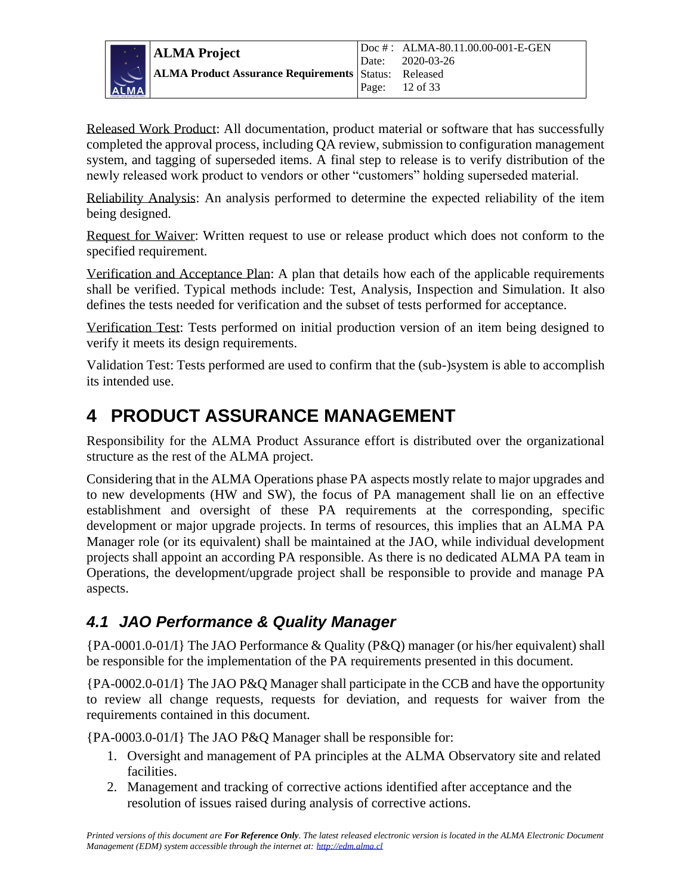Released Work Product: All documentation, product material or software that has successfully completed the approval process, including QA review, submission to configuration management system, and tagging of superseded items. A final step to release is to verify distribution of the newly released work product to vendors or other "customers" holding superseded material.

Reliability Analysis: An analysis performed to determine the expected reliability of the item being designed.

Request for Waiver: Written request to use or release product which does not conform to the specified requirement.

Verification and Acceptance Plan: A plan that details how each of the applicable requirements shall be verified. Typical methods include: Test, Analysis, Inspection and Simulation. It also defines the tests needed for verification and the subset of tests performed for acceptance.

Verification Test: Tests performed on initial production version of an item being designed to verify it meets its design requirements.

Validation Test: Tests performed are used to confirm that the (sub-)system is able to accomplish its intended use.

# 4 PRODUCT ASSURANCE MANAGEMENT

Responsibility for the ALMA Product Assurance effort is distributed over the organizational structure as the rest of the ALMA project.

Considering that in the ALMA Operations phase PA aspects mostly relate to major upgrades and to new developments (HW and SW), the focus of PA management shall lie on an effective establishment and oversight of these PA requirements at the corresponding, specific development or major upgrade projects. In terms of resources, this implies that an ALMA PA Manager role (or its equivalent) shall be maintained at the JAO, while individual development projects shall appoint an according PA responsible. As there is no dedicated ALMA PA team in Operations, the development/upgrade project shall be responsible to provide and manage PA aspects.

## 4.1 JAO Performance & Quality Manager

{PA-0001.0-01/I} The JAO Performance & Quality (P&Q) manager (or his/her equivalent) shall be responsible for the implementation of the PA requirements presented in this document.

{PA-0002.0-01/I} The JAO P&Q Manager shall participate in the CCB and have the opportunity to review all change requests, requests for deviation, and requests for waiver from the requirements contained in this document.

{PA-0003.0-01/I} The JAO P&Q Manager shall be responsible for:

1. Oversight and management of PA principles at the ALMA Observatory site and related facilities.
2. Management and tracking of corrective actions identified after acceptance and the resolution of issues raised during analysis of corrective actions.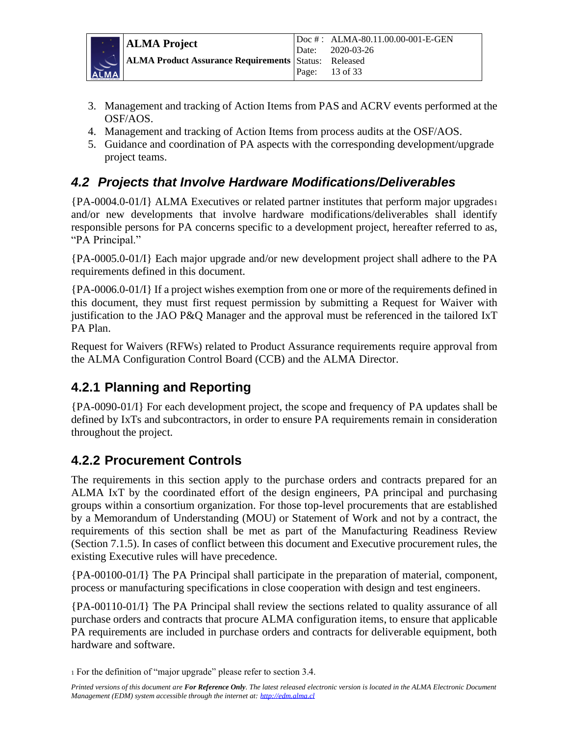3. Management and tracking of Action Items from PAS and ACRV events performed at the OSF/AOS.
4. Management and tracking of Action Items from process audits at the OSF/AOS.
5. Guidance and coordination of PA aspects with the corresponding development/upgrade project teams.

## *4.2 Projects that Involve Hardware Modifications/Deliverables*

{PA-0004.0-01/I} ALMA Executives or related partner institutes that perform major upgrades[1] and/or new developments that involve hardware modifications/deliverables shall identify responsible persons for PA concerns specific to a development project, hereafter referred to as, "PA Principal."

{PA-0005.0-01/I} Each major upgrade and/or new development project shall adhere to the PA requirements defined in this document.

{PA-0006.0-01/I} If a project wishes exemption from one or more of the requirements defined in this document, they must first request permission by submitting a Request for Waiver with justification to the JAO P&Q Manager and the approval must be referenced in the tailored IxT PA Plan.

Request for Waivers (RFWs) related to Product Assurance requirements require approval from the ALMA Configuration Control Board (CCB) and the ALMA Director.

### 4.2.1 Planning and Reporting

{PA-0090-01/I} For each development project, the scope and frequency of PA updates shall be defined by IxTs and subcontractors, in order to ensure PA requirements remain in consideration throughout the project.

### 4.2.2 Procurement Controls

The requirements in this section apply to the purchase orders and contracts prepared for an ALMA IxT by the coordinated effort of the design engineers, PA principal and purchasing groups within a consortium organization. For those top-level procurements that are established by a Memorandum of Understanding (MOU) or Statement of Work and not by a contract, the requirements of this section shall be met as part of the Manufacturing Readiness Review (Section 7.1.5). In cases of conflict between this document and Executive procurement rules, the existing Executive rules will have precedence.

{PA-00100-01/I} The PA Principal shall participate in the preparation of material, component, process or manufacturing specifications in close cooperation with design and test engineers.

{PA-00110-01/I} The PA Principal shall review the sections related to quality assurance of all purchase orders and contracts that procure ALMA configuration items, to ensure that applicable PA requirements are included in purchase orders and contracts for deliverable equipment, both hardware and software.

[1] For the definition of "major upgrade" please refer to section 3.4.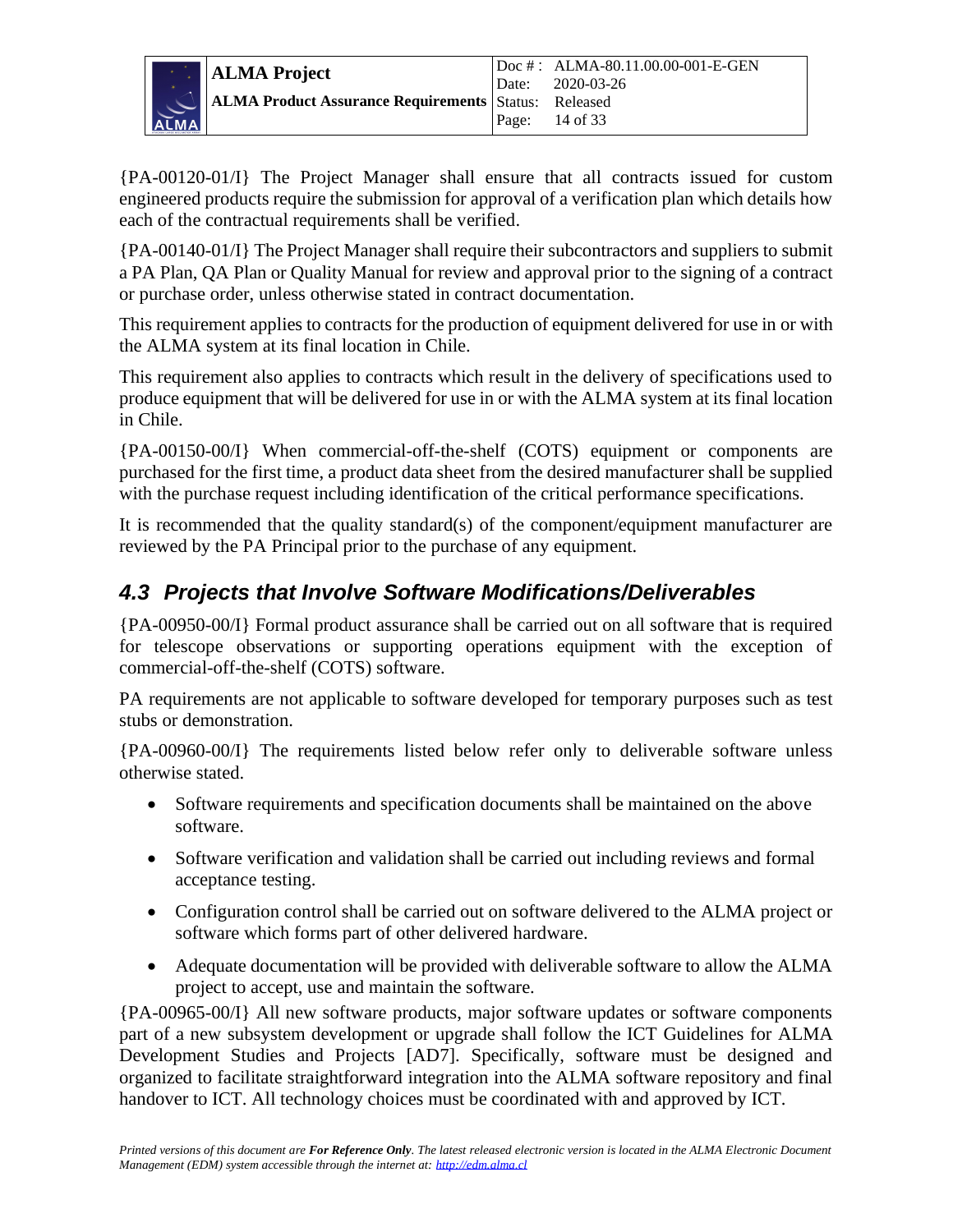{PA-00120-01/I} The Project Manager shall ensure that all contracts issued for custom engineered products require the submission for approval of a verification plan which details how each of the contractual requirements shall be verified.

{PA-00140-01/I} The Project Manager shall require their subcontractors and suppliers to submit a PA Plan, QA Plan or Quality Manual for review and approval prior to the signing of a contract or purchase order, unless otherwise stated in contract documentation.

This requirement applies to contracts for the production of equipment delivered for use in or with the ALMA system at its final location in Chile.

This requirement also applies to contracts which result in the delivery of specifications used to produce equipment that will be delivered for use in or with the ALMA system at its final location in Chile.

{PA-00150-00/I} When commercial-off-the-shelf (COTS) equipment or components are purchased for the first time, a product data sheet from the desired manufacturer shall be supplied with the purchase request including identification of the critical performance specifications.

It is recommended that the quality standard(s) of the component/equipment manufacturer are reviewed by the PA Principal prior to the purchase of any equipment.

## *4.3 Projects that Involve Software Modifications/Deliverables*

{PA-00950-00/I} Formal product assurance shall be carried out on all software that is required for telescope observations or supporting operations equipment with the exception of commercial-off-the-shelf (COTS) software.

PA requirements are not applicable to software developed for temporary purposes such as test stubs or demonstration.

{PA-00960-00/I} The requirements listed below refer only to deliverable software unless otherwise stated.

- Software requirements and specification documents shall be maintained on the above software.
- Software verification and validation shall be carried out including reviews and formal acceptance testing.
- Configuration control shall be carried out on software delivered to the ALMA project or software which forms part of other delivered hardware.
- Adequate documentation will be provided with deliverable software to allow the ALMA project to accept, use and maintain the software.

{PA-00965-00/I} All new software products, major software updates or software components part of a new subsystem development or upgrade shall follow the ICT Guidelines for ALMA Development Studies and Projects [AD7]. Specifically, software must be designed and organized to facilitate straightforward integration into the ALMA software repository and final handover to ICT. All technology choices must be coordinated with and approved by ICT.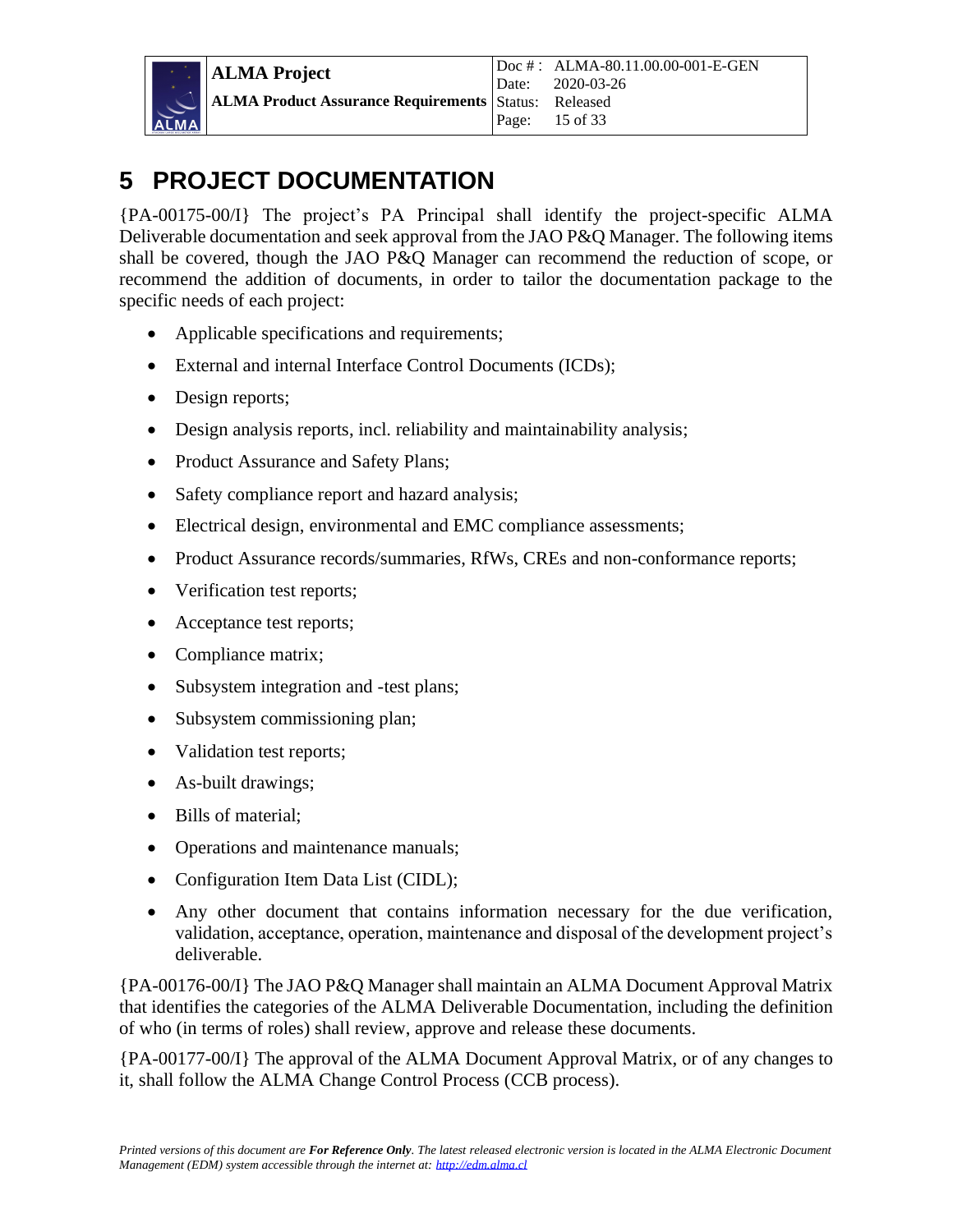# 5 PROJECT DOCUMENTATION

{PA-00175-00/I} The project's PA Principal shall identify the project-specific ALMA Deliverable documentation and seek approval from the JAO P&Q Manager. The following items shall be covered, though the JAO P&Q Manager can recommend the reduction of scope, or recommend the addition of documents, in order to tailor the documentation package to the specific needs of each project:

- Applicable specifications and requirements;
- External and internal Interface Control Documents (ICDs);
- Design reports;
- Design analysis reports, incl. reliability and maintainability analysis;
- Product Assurance and Safety Plans;
- Safety compliance report and hazard analysis;
- Electrical design, environmental and EMC compliance assessments;
- Product Assurance records/summaries, RfWs, CREs and non-conformance reports;
- Verification test reports;
- Acceptance test reports;
- Compliance matrix;
- Subsystem integration and -test plans;
- Subsystem commissioning plan;
- Validation test reports;
- As-built drawings;
- Bills of material;
- Operations and maintenance manuals;
- Configuration Item Data List (CIDL);
- Any other document that contains information necessary for the due verification, validation, acceptance, operation, maintenance and disposal of the development project's deliverable.

{PA-00176-00/I} The JAO P&Q Manager shall maintain an ALMA Document Approval Matrix that identifies the categories of the ALMA Deliverable Documentation, including the definition of who (in terms of roles) shall review, approve and release these documents.

{PA-00177-00/I} The approval of the ALMA Document Approval Matrix, or of any changes to it, shall follow the ALMA Change Control Process (CCB process).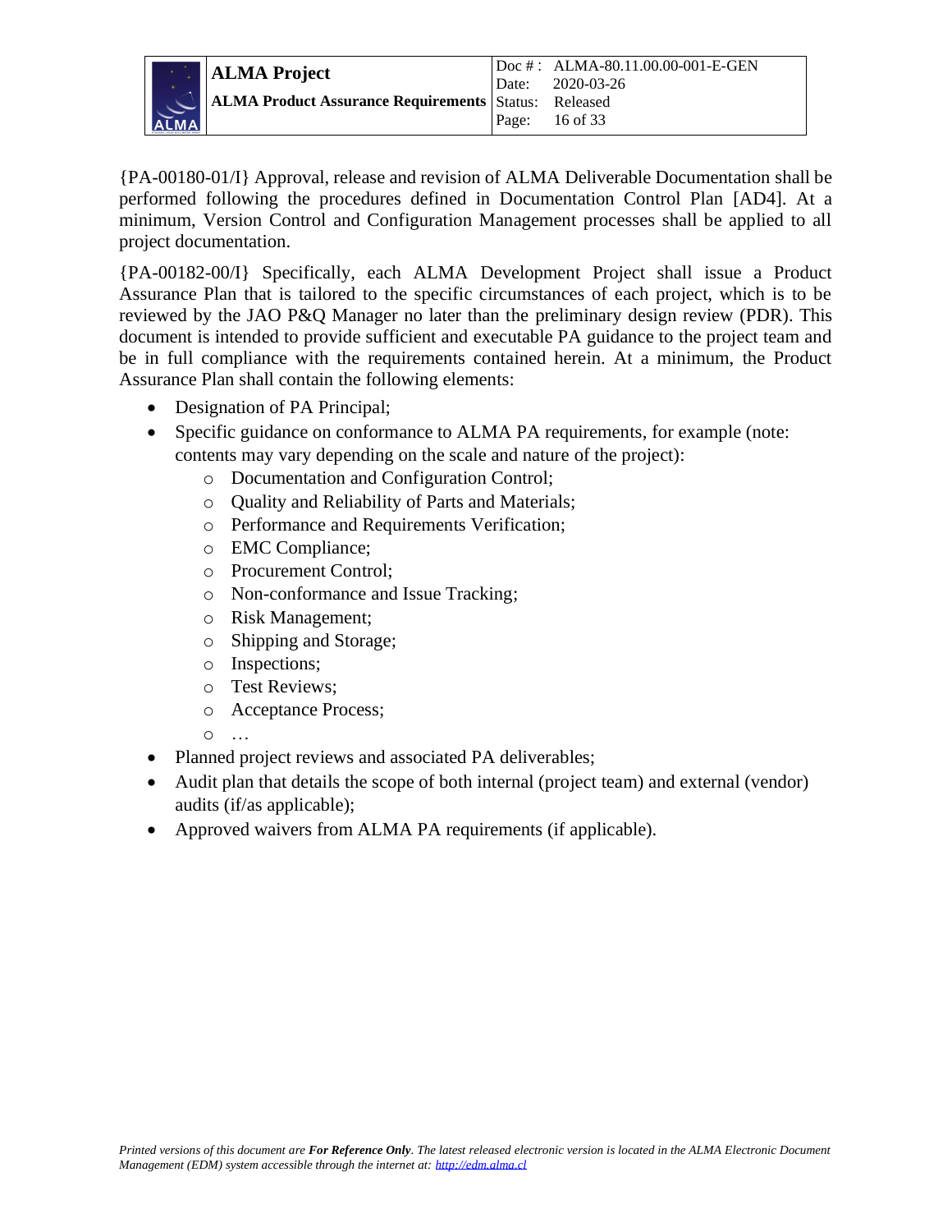{PA-00180-01/I} Approval, release and revision of ALMA Deliverable Documentation shall be performed following the procedures defined in Documentation Control Plan [AD4]. At a minimum, Version Control and Configuration Management processes shall be applied to all project documentation.

{PA-00182-00/I} Specifically, each ALMA Development Project shall issue a Product Assurance Plan that is tailored to the specific circumstances of each project, which is to be reviewed by the JAO P&Q Manager no later than the preliminary design review (PDR). This document is intended to provide sufficient and executable PA guidance to the project team and be in full compliance with the requirements contained herein. At a minimum, the Product Assurance Plan shall contain the following elements:

- Designation of PA Principal;
- Specific guidance on conformance to ALMA PA requirements, for example (note: contents may vary depending on the scale and nature of the project):
  - Documentation and Configuration Control;
  - Quality and Reliability of Parts and Materials;
  - Performance and Requirements Verification;
  - EMC Compliance;
  - Procurement Control;
  - Non-conformance and Issue Tracking;
  - Risk Management;
  - Shipping and Storage;
  - Inspections;
  - Test Reviews;
  - Acceptance Process;
  - …
- Planned project reviews and associated PA deliverables;
- Audit plan that details the scope of both internal (project team) and external (vendor) audits (if/as applicable);
- Approved waivers from ALMA PA requirements (if applicable).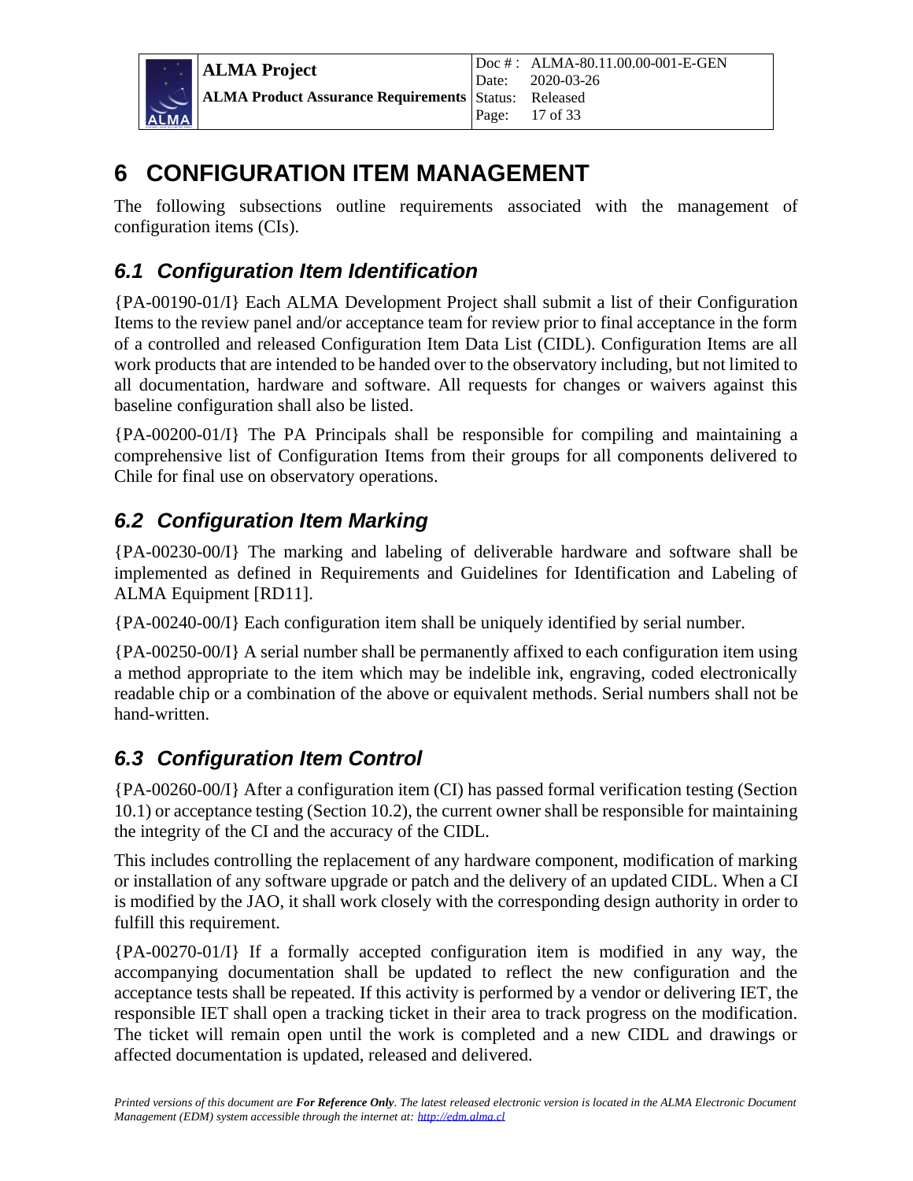# 6 CONFIGURATION ITEM MANAGEMENT

The following subsections outline requirements associated with the management of configuration items (CIs).

## *6.1 Configuration Item Identification*

{PA-00190-01/I} Each ALMA Development Project shall submit a list of their Configuration Items to the review panel and/or acceptance team for review prior to final acceptance in the form of a controlled and released Configuration Item Data List (CIDL). Configuration Items are all work products that are intended to be handed over to the observatory including, but not limited to all documentation, hardware and software. All requests for changes or waivers against this baseline configuration shall also be listed.

{PA-00200-01/I} The PA Principals shall be responsible for compiling and maintaining a comprehensive list of Configuration Items from their groups for all components delivered to Chile for final use on observatory operations.

## *6.2 Configuration Item Marking*

{PA-00230-00/I} The marking and labeling of deliverable hardware and software shall be implemented as defined in Requirements and Guidelines for Identification and Labeling of ALMA Equipment [RD11].

{PA-00240-00/I} Each configuration item shall be uniquely identified by serial number.

{PA-00250-00/I} A serial number shall be permanently affixed to each configuration item using a method appropriate to the item which may be indelible ink, engraving, coded electronically readable chip or a combination of the above or equivalent methods. Serial numbers shall not be hand-written.

## *6.3 Configuration Item Control*

{PA-00260-00/I} After a configuration item (CI) has passed formal verification testing (Section 10.1) or acceptance testing (Section 10.2), the current owner shall be responsible for maintaining the integrity of the CI and the accuracy of the CIDL.

This includes controlling the replacement of any hardware component, modification of marking or installation of any software upgrade or patch and the delivery of an updated CIDL. When a CI is modified by the JAO, it shall work closely with the corresponding design authority in order to fulfill this requirement.

{PA-00270-01/I} If a formally accepted configuration item is modified in any way, the accompanying documentation shall be updated to reflect the new configuration and the acceptance tests shall be repeated. If this activity is performed by a vendor or delivering IET, the responsible IET shall open a tracking ticket in their area to track progress on the modification. The ticket will remain open until the work is completed and a new CIDL and drawings or affected documentation is updated, released and delivered.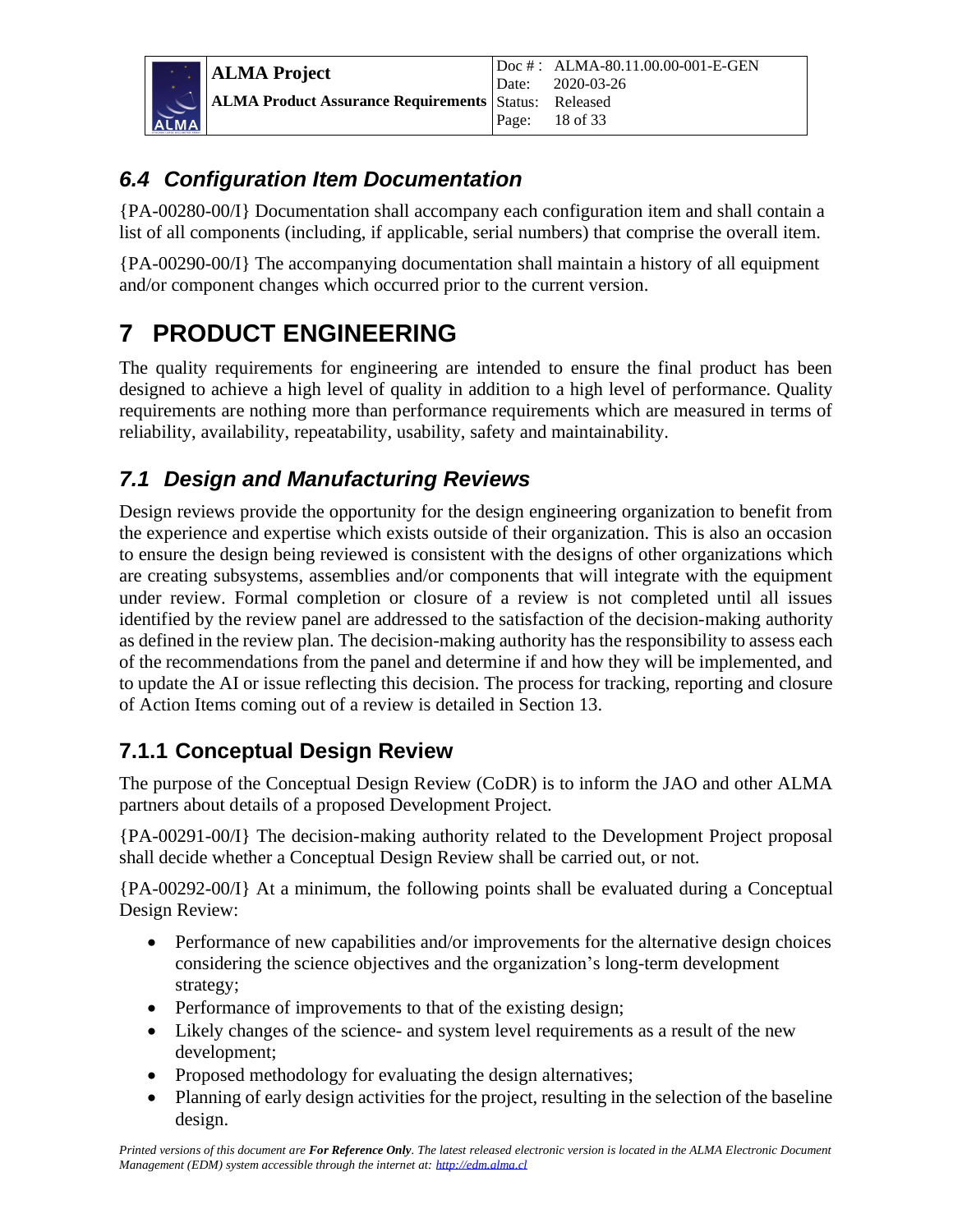## 6.4 Configuration Item Documentation

{PA-00280-00/I} Documentation shall accompany each configuration item and shall contain a list of all components (including, if applicable, serial numbers) that comprise the overall item.

{PA-00290-00/I} The accompanying documentation shall maintain a history of all equipment and/or component changes which occurred prior to the current version.

# 7 PRODUCT ENGINEERING

The quality requirements for engineering are intended to ensure the final product has been designed to achieve a high level of quality in addition to a high level of performance. Quality requirements are nothing more than performance requirements which are measured in terms of reliability, availability, repeatability, usability, safety and maintainability.

## 7.1 Design and Manufacturing Reviews

Design reviews provide the opportunity for the design engineering organization to benefit from the experience and expertise which exists outside of their organization. This is also an occasion to ensure the design being reviewed is consistent with the designs of other organizations which are creating subsystems, assemblies and/or components that will integrate with the equipment under review. Formal completion or closure of a review is not completed until all issues identified by the review panel are addressed to the satisfaction of the decision-making authority as defined in the review plan. The decision-making authority has the responsibility to assess each of the recommendations from the panel and determine if and how they will be implemented, and to update the AI or issue reflecting this decision. The process for tracking, reporting and closure of Action Items coming out of a review is detailed in Section 13.

### 7.1.1 Conceptual Design Review

The purpose of the Conceptual Design Review (CoDR) is to inform the JAO and other ALMA partners about details of a proposed Development Project.

{PA-00291-00/I} The decision-making authority related to the Development Project proposal shall decide whether a Conceptual Design Review shall be carried out, or not.

{PA-00292-00/I} At a minimum, the following points shall be evaluated during a Conceptual Design Review:

- Performance of new capabilities and/or improvements for the alternative design choices considering the science objectives and the organization's long-term development strategy;
- Performance of improvements to that of the existing design;
- Likely changes of the science- and system level requirements as a result of the new development;
- Proposed methodology for evaluating the design alternatives;
- Planning of early design activities for the project, resulting in the selection of the baseline design.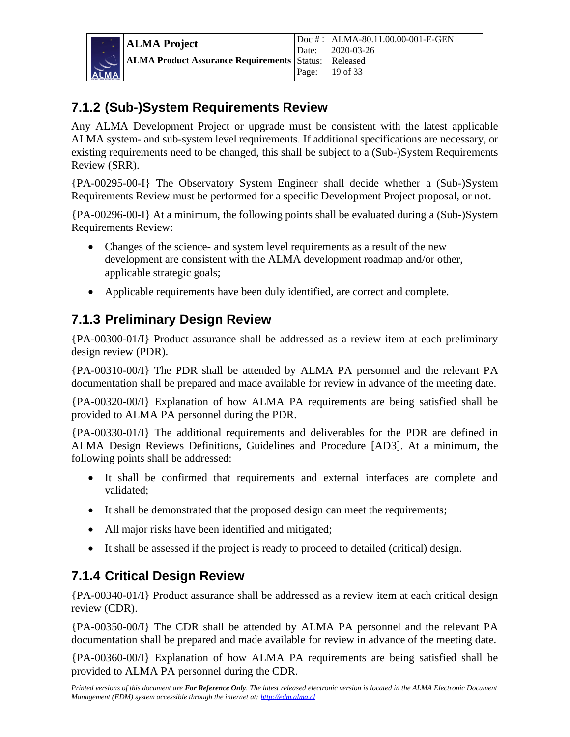### 7.1.2 (Sub-)System Requirements Review

Any ALMA Development Project or upgrade must be consistent with the latest applicable ALMA system- and sub-system level requirements. If additional specifications are necessary, or existing requirements need to be changed, this shall be subject to a (Sub-)System Requirements Review (SRR).

{PA-00295-00-I} The Observatory System Engineer shall decide whether a (Sub-)System Requirements Review must be performed for a specific Development Project proposal, or not.

{PA-00296-00-I} At a minimum, the following points shall be evaluated during a (Sub-)System Requirements Review:

- Changes of the science- and system level requirements as a result of the new development are consistent with the ALMA development roadmap and/or other, applicable strategic goals;
- Applicable requirements have been duly identified, are correct and complete.

### 7.1.3 Preliminary Design Review

{PA-00300-01/I} Product assurance shall be addressed as a review item at each preliminary design review (PDR).

{PA-00310-00/I} The PDR shall be attended by ALMA PA personnel and the relevant PA documentation shall be prepared and made available for review in advance of the meeting date.

{PA-00320-00/I} Explanation of how ALMA PA requirements are being satisfied shall be provided to ALMA PA personnel during the PDR.

{PA-00330-01/I} The additional requirements and deliverables for the PDR are defined in ALMA Design Reviews Definitions, Guidelines and Procedure [AD3]. At a minimum, the following points shall be addressed:

- It shall be confirmed that requirements and external interfaces are complete and validated;
- It shall be demonstrated that the proposed design can meet the requirements;
- All major risks have been identified and mitigated;
- It shall be assessed if the project is ready to proceed to detailed (critical) design.

### 7.1.4 Critical Design Review

{PA-00340-01/I} Product assurance shall be addressed as a review item at each critical design review (CDR).

{PA-00350-00/I} The CDR shall be attended by ALMA PA personnel and the relevant PA documentation shall be prepared and made available for review in advance of the meeting date.

{PA-00360-00/I} Explanation of how ALMA PA requirements are being satisfied shall be provided to ALMA PA personnel during the CDR.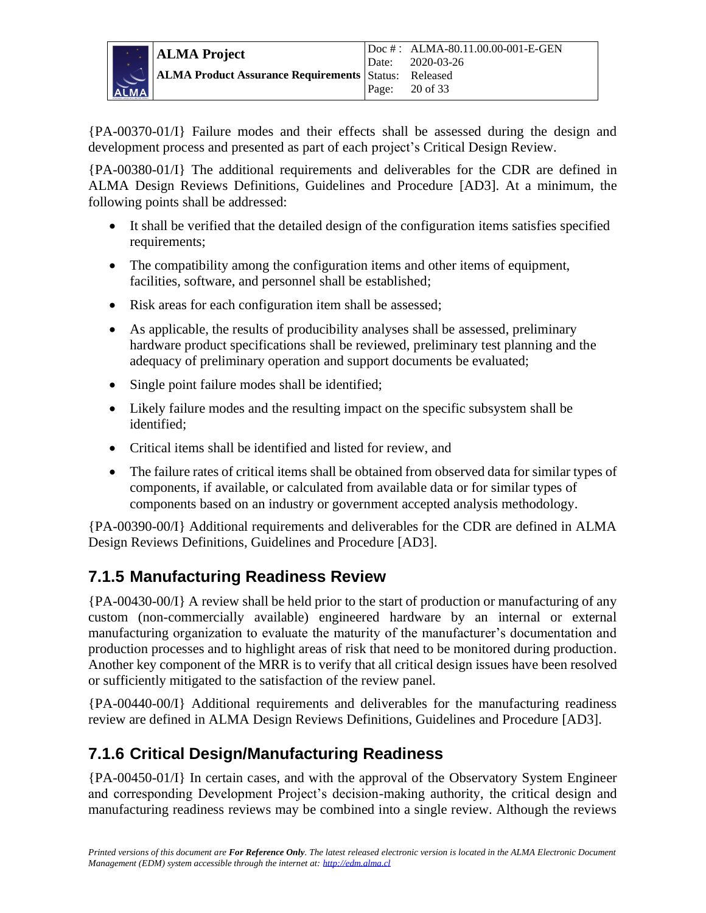{PA-00370-01/I} Failure modes and their effects shall be assessed during the design and development process and presented as part of each project's Critical Design Review.

{PA-00380-01/I} The additional requirements and deliverables for the CDR are defined in ALMA Design Reviews Definitions, Guidelines and Procedure [AD3]. At a minimum, the following points shall be addressed:

- It shall be verified that the detailed design of the configuration items satisfies specified requirements;
- The compatibility among the configuration items and other items of equipment, facilities, software, and personnel shall be established;
- Risk areas for each configuration item shall be assessed;
- As applicable, the results of producibility analyses shall be assessed, preliminary hardware product specifications shall be reviewed, preliminary test planning and the adequacy of preliminary operation and support documents be evaluated;
- Single point failure modes shall be identified;
- Likely failure modes and the resulting impact on the specific subsystem shall be identified;
- Critical items shall be identified and listed for review, and
- The failure rates of critical items shall be obtained from observed data for similar types of components, if available, or calculated from available data or for similar types of components based on an industry or government accepted analysis methodology.

{PA-00390-00/I} Additional requirements and deliverables for the CDR are defined in ALMA Design Reviews Definitions, Guidelines and Procedure [AD3].

### 7.1.5 Manufacturing Readiness Review

{PA-00430-00/I} A review shall be held prior to the start of production or manufacturing of any custom (non-commercially available) engineered hardware by an internal or external manufacturing organization to evaluate the maturity of the manufacturer's documentation and production processes and to highlight areas of risk that need to be monitored during production. Another key component of the MRR is to verify that all critical design issues have been resolved or sufficiently mitigated to the satisfaction of the review panel.

{PA-00440-00/I} Additional requirements and deliverables for the manufacturing readiness review are defined in ALMA Design Reviews Definitions, Guidelines and Procedure [AD3].

### 7.1.6 Critical Design/Manufacturing Readiness

{PA-00450-01/I} In certain cases, and with the approval of the Observatory System Engineer and corresponding Development Project's decision-making authority, the critical design and manufacturing readiness reviews may be combined into a single review. Although the reviews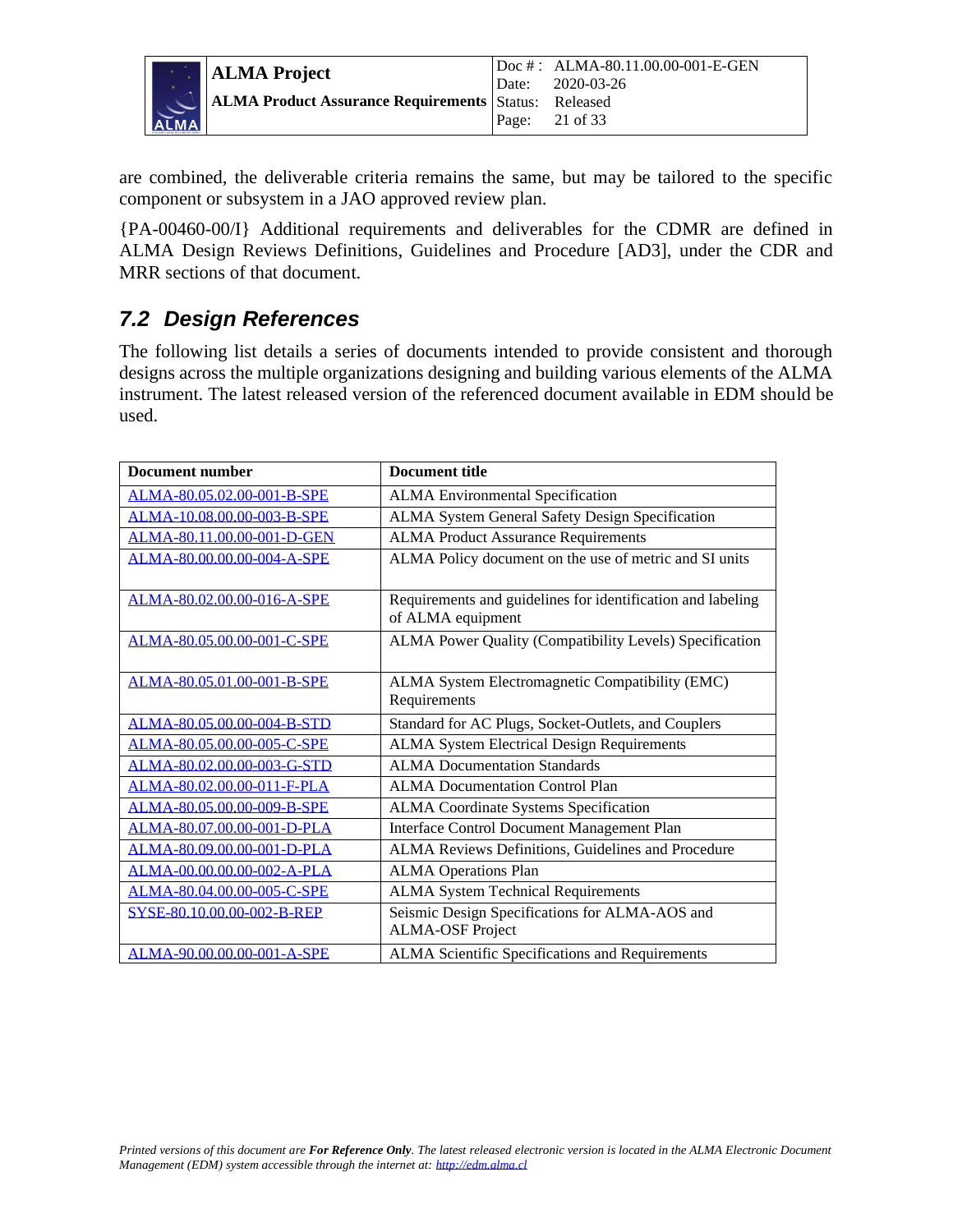are combined, the deliverable criteria remains the same, but may be tailored to the specific component or subsystem in a JAO approved review plan.

{PA-00460-00/I} Additional requirements and deliverables for the CDMR are defined in ALMA Design Reviews Definitions, Guidelines and Procedure [AD3], under the CDR and MRR sections of that document.

## 7.2 Design References

The following list details a series of documents intended to provide consistent and thorough designs across the multiple organizations designing and building various elements of the ALMA instrument. The latest released version of the referenced document available in EDM should be used.

| Document number | Document title |
|---|---|
| ALMA-80.05.02.00-001-B-SPE | ALMA Environmental Specification |
| ALMA-10.08.00.00-003-B-SPE | ALMA System General Safety Design Specification |
| ALMA-80.11.00.00-001-D-GEN | ALMA Product Assurance Requirements |
| ALMA-80.00.00.00-004-A-SPE | ALMA Policy document on the use of metric and SI units |
| ALMA-80.02.00.00-016-A-SPE | Requirements and guidelines for identification and labeling of ALMA equipment |
| ALMA-80.05.00.00-001-C-SPE | ALMA Power Quality (Compatibility Levels) Specification |
| ALMA-80.05.01.00-001-B-SPE | ALMA System Electromagnetic Compatibility (EMC) Requirements |
| ALMA-80.05.00.00-004-B-STD | Standard for AC Plugs, Socket-Outlets, and Couplers |
| ALMA-80.05.00.00-005-C-SPE | ALMA System Electrical Design Requirements |
| ALMA-80.02.00.00-003-G-STD | ALMA Documentation Standards |
| ALMA-80.02.00.00-011-F-PLA | ALMA Documentation Control Plan |
| ALMA-80.05.00.00-009-B-SPE | ALMA Coordinate Systems Specification |
| ALMA-80.07.00.00-001-D-PLA | Interface Control Document Management Plan |
| ALMA-80.09.00.00-001-D-PLA | ALMA Reviews Definitions, Guidelines and Procedure |
| ALMA-00.00.00.00-002-A-PLA | ALMA Operations Plan |
| ALMA-80.04.00.00-005-C-SPE | ALMA System Technical Requirements |
| SYSE-80.10.00.00-002-B-REP | Seismic Design Specifications for ALMA-AOS and ALMA-OSF Project |
| ALMA-90.00.00.00-001-A-SPE | ALMA Scientific Specifications and Requirements |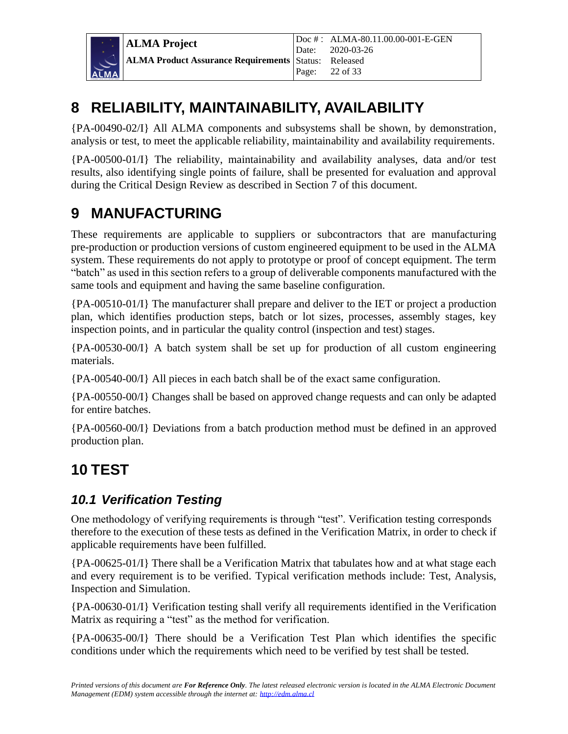# 8 RELIABILITY, MAINTAINABILITY, AVAILABILITY

{PA-00490-02/I} All ALMA components and subsystems shall be shown, by demonstration, analysis or test, to meet the applicable reliability, maintainability and availability requirements.

{PA-00500-01/I} The reliability, maintainability and availability analyses, data and/or test results, also identifying single points of failure, shall be presented for evaluation and approval during the Critical Design Review as described in Section 7 of this document.

# 9 MANUFACTURING

These requirements are applicable to suppliers or subcontractors that are manufacturing pre-production or production versions of custom engineered equipment to be used in the ALMA system. These requirements do not apply to prototype or proof of concept equipment. The term "batch" as used in this section refers to a group of deliverable components manufactured with the same tools and equipment and having the same baseline configuration.

{PA-00510-01/I} The manufacturer shall prepare and deliver to the IET or project a production plan, which identifies production steps, batch or lot sizes, processes, assembly stages, key inspection points, and in particular the quality control (inspection and test) stages.

{PA-00530-00/I} A batch system shall be set up for production of all custom engineering materials.

{PA-00540-00/I} All pieces in each batch shall be of the exact same configuration.

{PA-00550-00/I} Changes shall be based on approved change requests and can only be adapted for entire batches.

{PA-00560-00/I} Deviations from a batch production method must be defined in an approved production plan.

# 10 TEST

## *10.1 Verification Testing*

One methodology of verifying requirements is through "test". Verification testing corresponds therefore to the execution of these tests as defined in the Verification Matrix, in order to check if applicable requirements have been fulfilled.

{PA-00625-01/I} There shall be a Verification Matrix that tabulates how and at what stage each and every requirement is to be verified. Typical verification methods include: Test, Analysis, Inspection and Simulation.

{PA-00630-01/I} Verification testing shall verify all requirements identified in the Verification Matrix as requiring a "test" as the method for verification.

{PA-00635-00/I} There should be a Verification Test Plan which identifies the specific conditions under which the requirements which need to be verified by test shall be tested.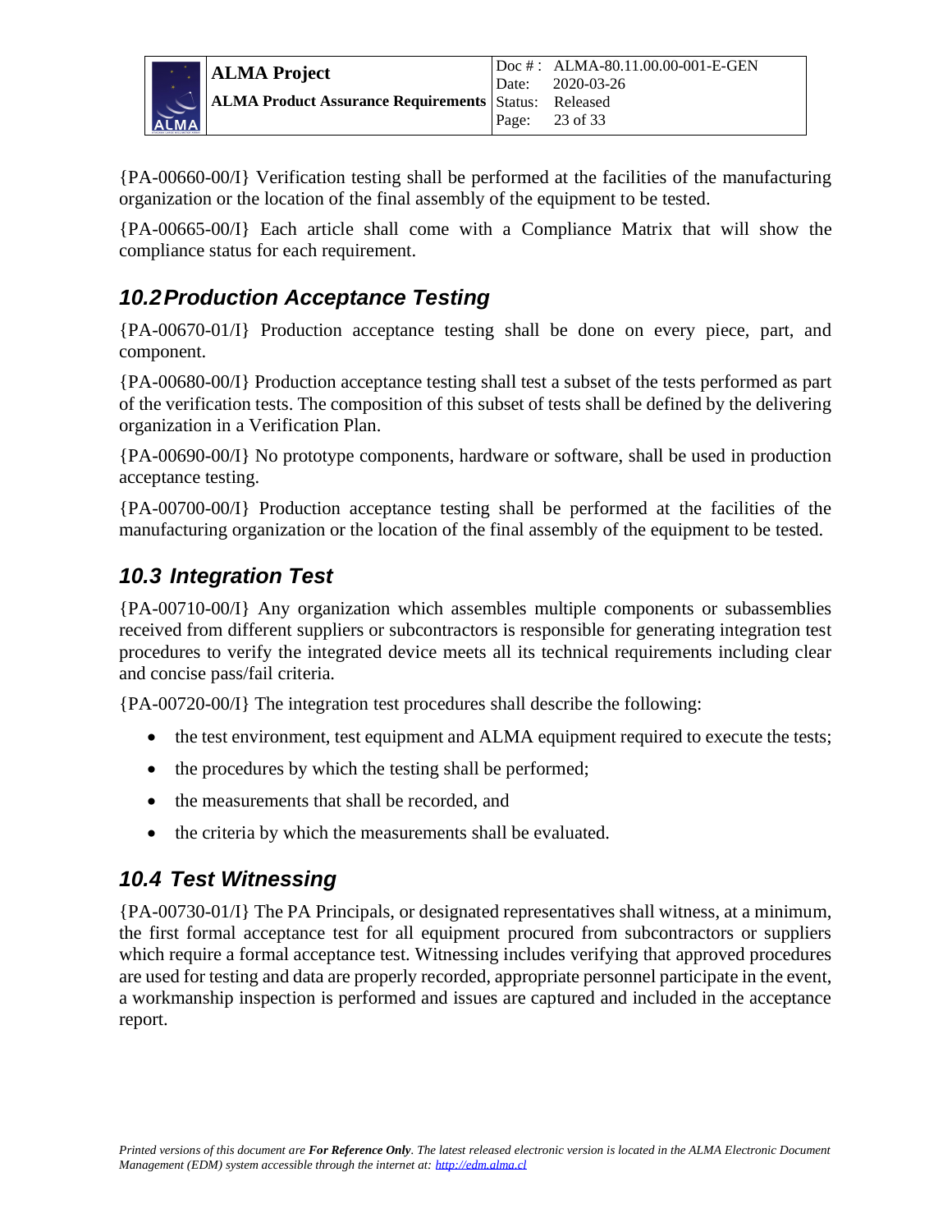{PA-00660-00/I} Verification testing shall be performed at the facilities of the manufacturing organization or the location of the final assembly of the equipment to be tested.

{PA-00665-00/I} Each article shall come with a Compliance Matrix that will show the compliance status for each requirement.

## 10.2 Production Acceptance Testing

{PA-00670-01/I} Production acceptance testing shall be done on every piece, part, and component.

{PA-00680-00/I} Production acceptance testing shall test a subset of the tests performed as part of the verification tests. The composition of this subset of tests shall be defined by the delivering organization in a Verification Plan.

{PA-00690-00/I} No prototype components, hardware or software, shall be used in production acceptance testing.

{PA-00700-00/I} Production acceptance testing shall be performed at the facilities of the manufacturing organization or the location of the final assembly of the equipment to be tested.

## 10.3 Integration Test

{PA-00710-00/I} Any organization which assembles multiple components or subassemblies received from different suppliers or subcontractors is responsible for generating integration test procedures to verify the integrated device meets all its technical requirements including clear and concise pass/fail criteria.

{PA-00720-00/I} The integration test procedures shall describe the following:

- the test environment, test equipment and ALMA equipment required to execute the tests;
- the procedures by which the testing shall be performed;
- the measurements that shall be recorded, and
- the criteria by which the measurements shall be evaluated.

## 10.4 Test Witnessing

{PA-00730-01/I} The PA Principals, or designated representatives shall witness, at a minimum, the first formal acceptance test for all equipment procured from subcontractors or suppliers which require a formal acceptance test. Witnessing includes verifying that approved procedures are used for testing and data are properly recorded, appropriate personnel participate in the event, a workmanship inspection is performed and issues are captured and included in the acceptance report.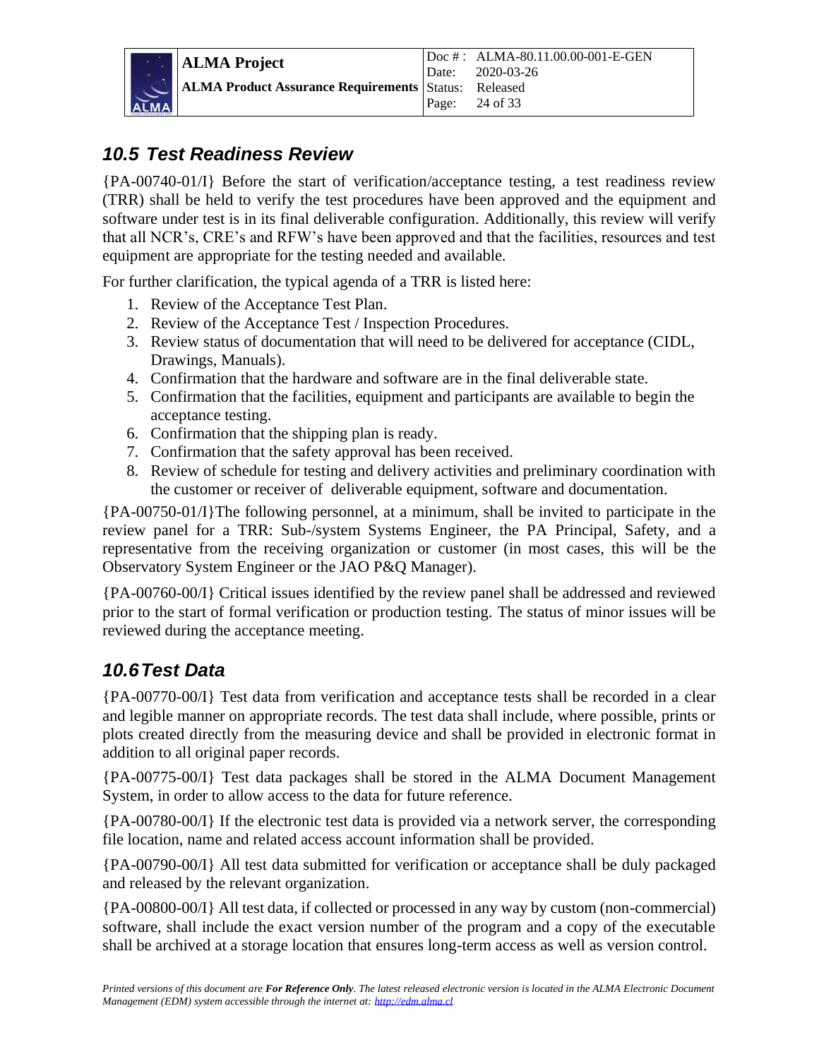## 10.5 Test Readiness Review

{PA-00740-01/I} Before the start of verification/acceptance testing, a test readiness review (TRR) shall be held to verify the test procedures have been approved and the equipment and software under test is in its final deliverable configuration. Additionally, this review will verify that all NCR's, CRE's and RFW's have been approved and that the facilities, resources and test equipment are appropriate for the testing needed and available.

For further clarification, the typical agenda of a TRR is listed here:

1. Review of the Acceptance Test Plan.
2. Review of the Acceptance Test / Inspection Procedures.
3. Review status of documentation that will need to be delivered for acceptance (CIDL, Drawings, Manuals).
4. Confirmation that the hardware and software are in the final deliverable state.
5. Confirmation that the facilities, equipment and participants are available to begin the acceptance testing.
6. Confirmation that the shipping plan is ready.
7. Confirmation that the safety approval has been received.
8. Review of schedule for testing and delivery activities and preliminary coordination with the customer or receiver of deliverable equipment, software and documentation.

{PA-00750-01/I}The following personnel, at a minimum, shall be invited to participate in the review panel for a TRR: Sub-/system Systems Engineer, the PA Principal, Safety, and a representative from the receiving organization or customer (in most cases, this will be the Observatory System Engineer or the JAO P&Q Manager).

{PA-00760-00/I} Critical issues identified by the review panel shall be addressed and reviewed prior to the start of formal verification or production testing. The status of minor issues will be reviewed during the acceptance meeting.

## 10.6 Test Data

{PA-00770-00/I} Test data from verification and acceptance tests shall be recorded in a clear and legible manner on appropriate records. The test data shall include, where possible, prints or plots created directly from the measuring device and shall be provided in electronic format in addition to all original paper records.

{PA-00775-00/I} Test data packages shall be stored in the ALMA Document Management System, in order to allow access to the data for future reference.

{PA-00780-00/I} If the electronic test data is provided via a network server, the corresponding file location, name and related access account information shall be provided.

{PA-00790-00/I} All test data submitted for verification or acceptance shall be duly packaged and released by the relevant organization.

{PA-00800-00/I} All test data, if collected or processed in any way by custom (non-commercial) software, shall include the exact version number of the program and a copy of the executable shall be archived at a storage location that ensures long-term access as well as version control.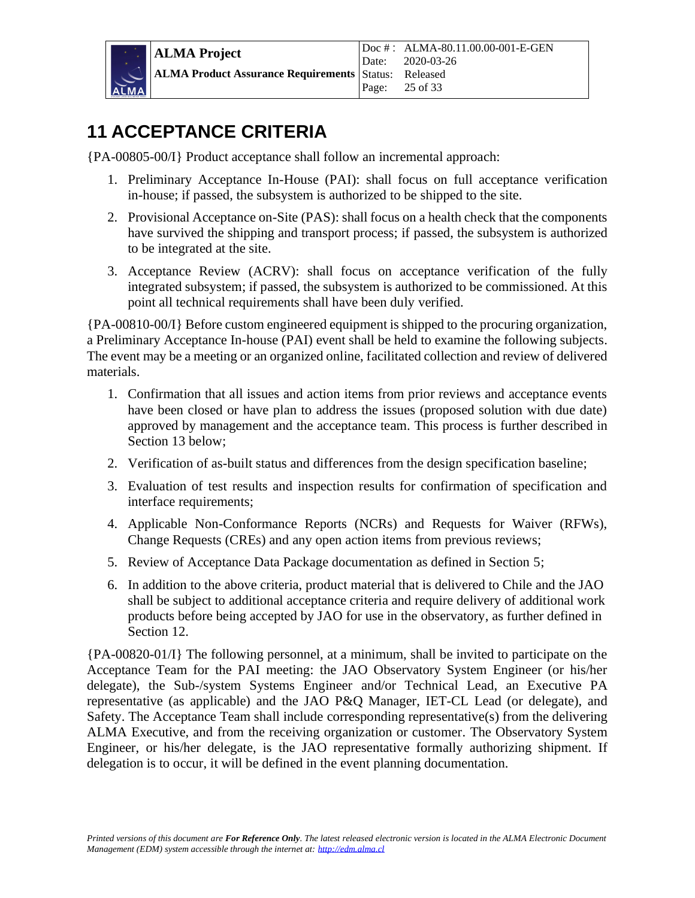# 11 ACCEPTANCE CRITERIA

{PA-00805-00/I} Product acceptance shall follow an incremental approach:

1. Preliminary Acceptance In-House (PAI): shall focus on full acceptance verification in-house; if passed, the subsystem is authorized to be shipped to the site.
2. Provisional Acceptance on-Site (PAS): shall focus on a health check that the components have survived the shipping and transport process; if passed, the subsystem is authorized to be integrated at the site.
3. Acceptance Review (ACRV): shall focus on acceptance verification of the fully integrated subsystem; if passed, the subsystem is authorized to be commissioned. At this point all technical requirements shall have been duly verified.

{PA-00810-00/I} Before custom engineered equipment is shipped to the procuring organization, a Preliminary Acceptance In-house (PAI) event shall be held to examine the following subjects. The event may be a meeting or an organized online, facilitated collection and review of delivered materials.

1. Confirmation that all issues and action items from prior reviews and acceptance events have been closed or have plan to address the issues (proposed solution with due date) approved by management and the acceptance team. This process is further described in Section 13 below;
2. Verification of as-built status and differences from the design specification baseline;
3. Evaluation of test results and inspection results for confirmation of specification and interface requirements;
4. Applicable Non-Conformance Reports (NCRs) and Requests for Waiver (RFWs), Change Requests (CREs) and any open action items from previous reviews;
5. Review of Acceptance Data Package documentation as defined in Section 5;
6. In addition to the above criteria, product material that is delivered to Chile and the JAO shall be subject to additional acceptance criteria and require delivery of additional work products before being accepted by JAO for use in the observatory, as further defined in Section 12.

{PA-00820-01/I} The following personnel, at a minimum, shall be invited to participate on the Acceptance Team for the PAI meeting: the JAO Observatory System Engineer (or his/her delegate), the Sub-/system Systems Engineer and/or Technical Lead, an Executive PA representative (as applicable) and the JAO P&Q Manager, IET-CL Lead (or delegate), and Safety. The Acceptance Team shall include corresponding representative(s) from the delivering ALMA Executive, and from the receiving organization or customer. The Observatory System Engineer, or his/her delegate, is the JAO representative formally authorizing shipment. If delegation is to occur, it will be defined in the event planning documentation.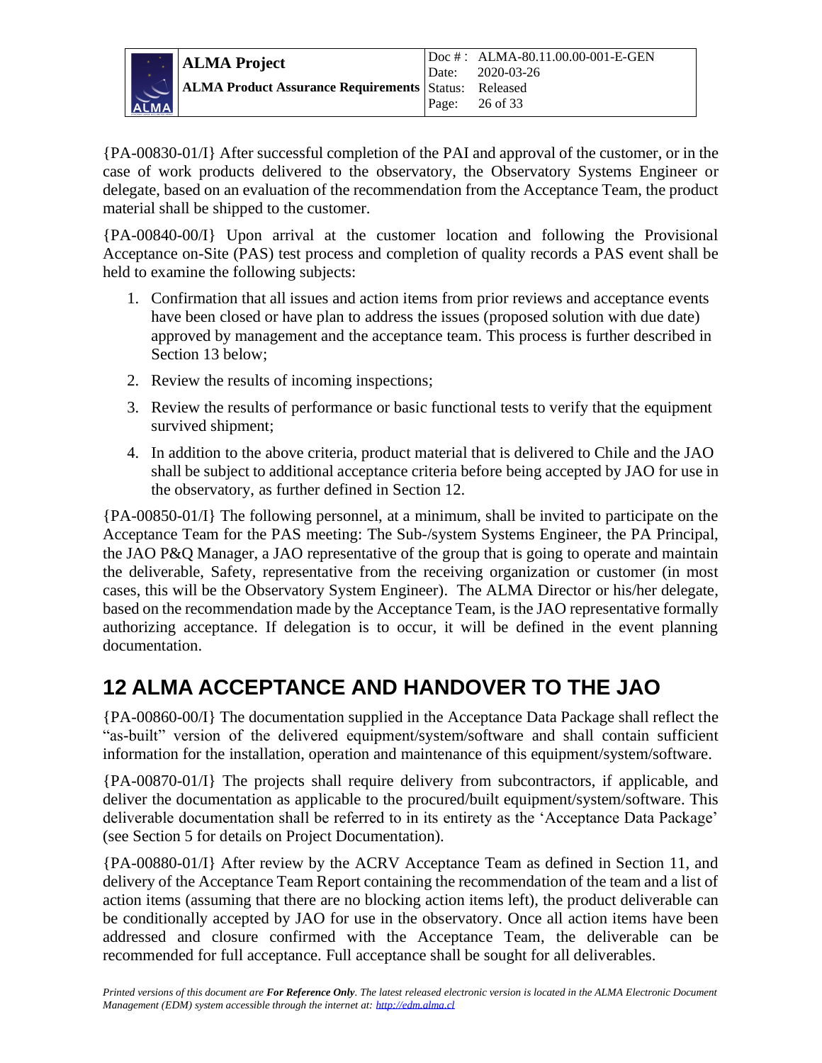{PA-00830-01/I} After successful completion of the PAI and approval of the customer, or in the case of work products delivered to the observatory, the Observatory Systems Engineer or delegate, based on an evaluation of the recommendation from the Acceptance Team, the product material shall be shipped to the customer.

{PA-00840-00/I} Upon arrival at the customer location and following the Provisional Acceptance on-Site (PAS) test process and completion of quality records a PAS event shall be held to examine the following subjects:

1. Confirmation that all issues and action items from prior reviews and acceptance events have been closed or have plan to address the issues (proposed solution with due date) approved by management and the acceptance team. This process is further described in Section 13 below;
2. Review the results of incoming inspections;
3. Review the results of performance or basic functional tests to verify that the equipment survived shipment;
4. In addition to the above criteria, product material that is delivered to Chile and the JAO shall be subject to additional acceptance criteria before being accepted by JAO for use in the observatory, as further defined in Section 12.

{PA-00850-01/I} The following personnel, at a minimum, shall be invited to participate on the Acceptance Team for the PAS meeting: The Sub-/system Systems Engineer, the PA Principal, the JAO P&Q Manager, a JAO representative of the group that is going to operate and maintain the deliverable, Safety, representative from the receiving organization or customer (in most cases, this will be the Observatory System Engineer). The ALMA Director or his/her delegate, based on the recommendation made by the Acceptance Team, is the JAO representative formally authorizing acceptance. If delegation is to occur, it will be defined in the event planning documentation.

# 12 ALMA ACCEPTANCE AND HANDOVER TO THE JAO

{PA-00860-00/I} The documentation supplied in the Acceptance Data Package shall reflect the "as-built" version of the delivered equipment/system/software and shall contain sufficient information for the installation, operation and maintenance of this equipment/system/software.

{PA-00870-01/I} The projects shall require delivery from subcontractors, if applicable, and deliver the documentation as applicable to the procured/built equipment/system/software. This deliverable documentation shall be referred to in its entirety as the 'Acceptance Data Package' (see Section 5 for details on Project Documentation).

{PA-00880-01/I} After review by the ACRV Acceptance Team as defined in Section 11, and delivery of the Acceptance Team Report containing the recommendation of the team and a list of action items (assuming that there are no blocking action items left), the product deliverable can be conditionally accepted by JAO for use in the observatory. Once all action items have been addressed and closure confirmed with the Acceptance Team, the deliverable can be recommended for full acceptance. Full acceptance shall be sought for all deliverables.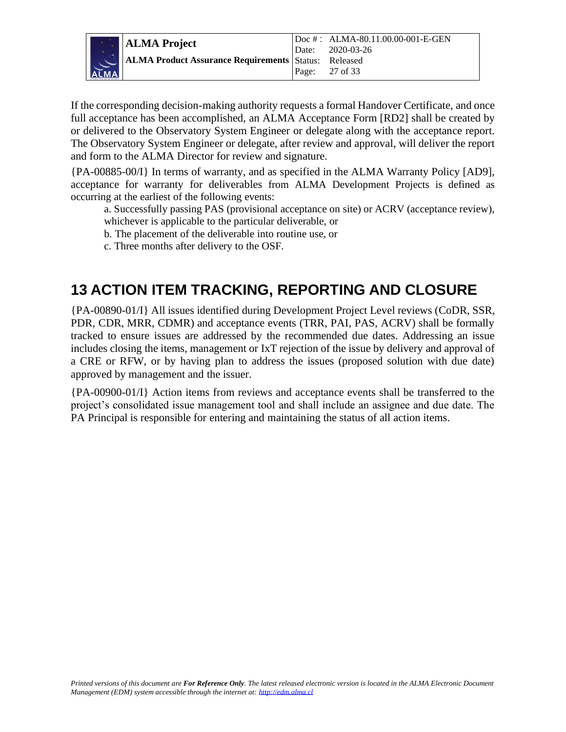If the corresponding decision-making authority requests a formal Handover Certificate, and once full acceptance has been accomplished, an ALMA Acceptance Form [RD2] shall be created by or delivered to the Observatory System Engineer or delegate along with the acceptance report. The Observatory System Engineer or delegate, after review and approval, will deliver the report and form to the ALMA Director for review and signature.

{PA-00885-00/I} In terms of warranty, and as specified in the ALMA Warranty Policy [AD9], acceptance for warranty for deliverables from ALMA Development Projects is defined as occurring at the earliest of the following events:

a. Successfully passing PAS (provisional acceptance on site) or ACRV (acceptance review), whichever is applicable to the particular deliverable, or

b. The placement of the deliverable into routine use, or

c. Three months after delivery to the OSF.

# 13 ACTION ITEM TRACKING, REPORTING AND CLOSURE

{PA-00890-01/I} All issues identified during Development Project Level reviews (CoDR, SSR, PDR, CDR, MRR, CDMR) and acceptance events (TRR, PAI, PAS, ACRV) shall be formally tracked to ensure issues are addressed by the recommended due dates. Addressing an issue includes closing the items, management or IxT rejection of the issue by delivery and approval of a CRE or RFW, or by having plan to address the issues (proposed solution with due date) approved by management and the issuer.

{PA-00900-01/I} Action items from reviews and acceptance events shall be transferred to the project's consolidated issue management tool and shall include an assignee and due date. The PA Principal is responsible for entering and maintaining the status of all action items.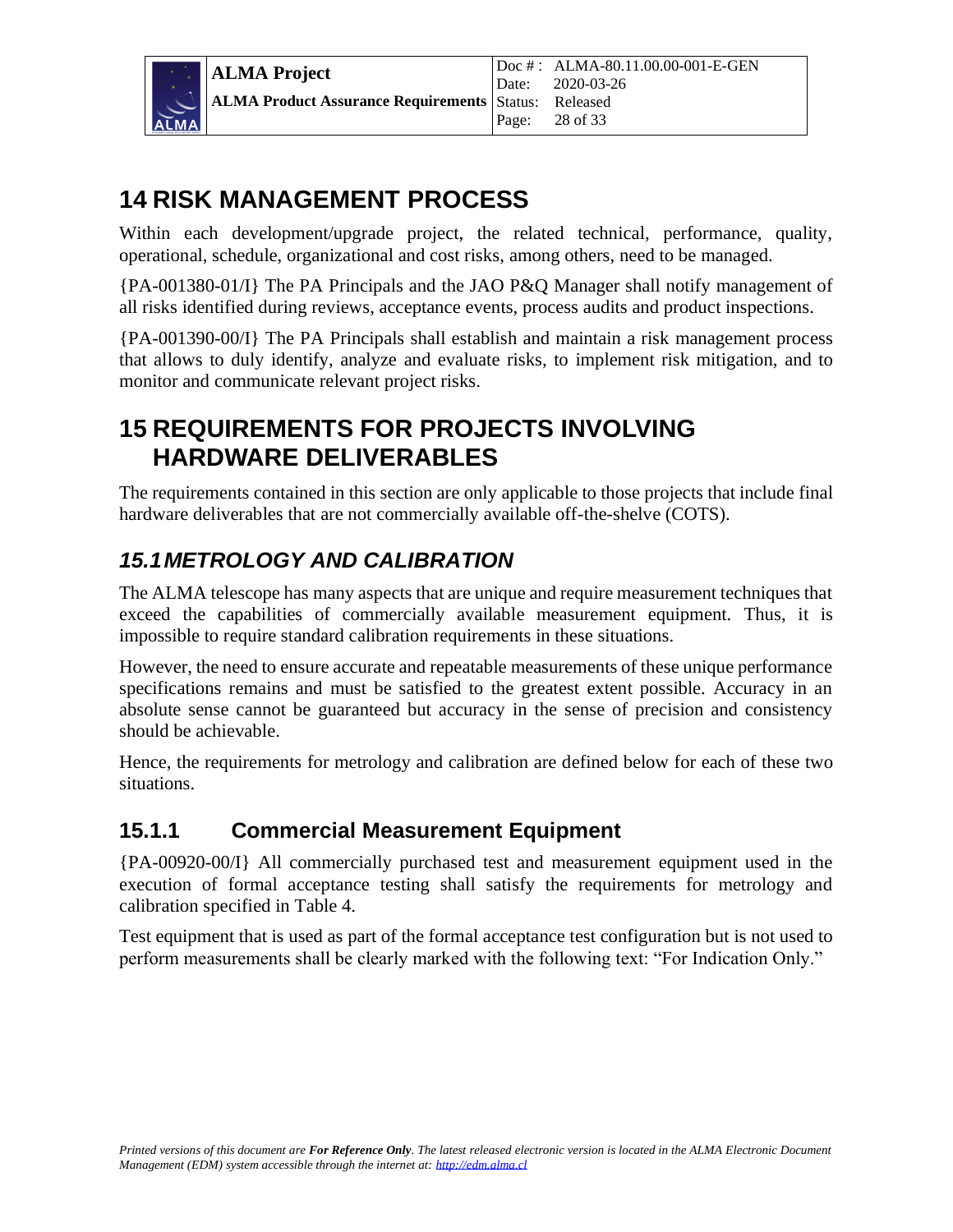# 14 RISK MANAGEMENT PROCESS

Within each development/upgrade project, the related technical, performance, quality, operational, schedule, organizational and cost risks, among others, need to be managed.

{PA-001380-01/I} The PA Principals and the JAO P&Q Manager shall notify management of all risks identified during reviews, acceptance events, process audits and product inspections.

{PA-001390-00/I} The PA Principals shall establish and maintain a risk management process that allows to duly identify, analyze and evaluate risks, to implement risk mitigation, and to monitor and communicate relevant project risks.

# 15 REQUIREMENTS FOR PROJECTS INVOLVING HARDWARE DELIVERABLES

The requirements contained in this section are only applicable to those projects that include final hardware deliverables that are not commercially available off-the-shelve (COTS).

## *15.1 METROLOGY AND CALIBRATION*

The ALMA telescope has many aspects that are unique and require measurement techniques that exceed the capabilities of commercially available measurement equipment. Thus, it is impossible to require standard calibration requirements in these situations.

However, the need to ensure accurate and repeatable measurements of these unique performance specifications remains and must be satisfied to the greatest extent possible. Accuracy in an absolute sense cannot be guaranteed but accuracy in the sense of precision and consistency should be achievable.

Hence, the requirements for metrology and calibration are defined below for each of these two situations.

### 15.1.1 Commercial Measurement Equipment

{PA-00920-00/I} All commercially purchased test and measurement equipment used in the execution of formal acceptance testing shall satisfy the requirements for metrology and calibration specified in Table 4.

Test equipment that is used as part of the formal acceptance test configuration but is not used to perform measurements shall be clearly marked with the following text: “For Indication Only.”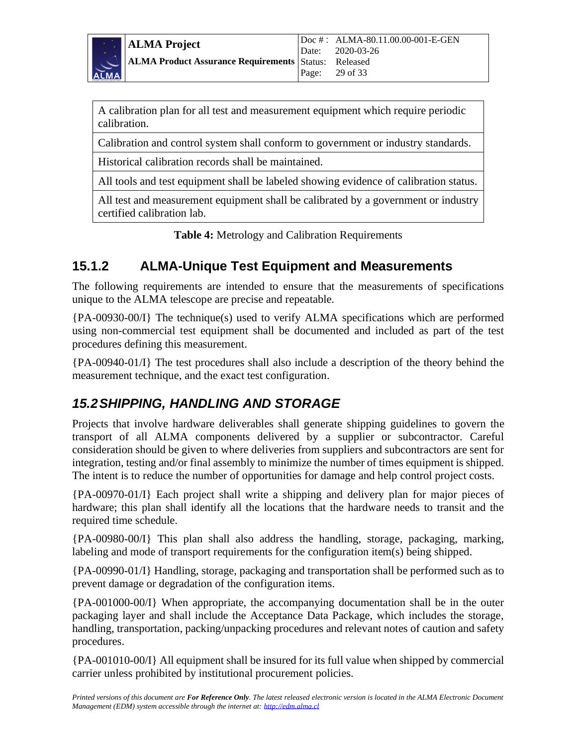| A calibration plan for all test and measurement equipment which require periodic calibration. |
|---|
| Calibration and control system shall conform to government or industry standards. |
| Historical calibration records shall be maintained. |
| All tools and test equipment shall be labeled showing evidence of calibration status. |
| All test and measurement equipment shall be calibrated by a government or industry certified calibration lab. |

**Table 4:** Metrology and Calibration Requirements

### 15.1.2 ALMA-Unique Test Equipment and Measurements

The following requirements are intended to ensure that the measurements of specifications unique to the ALMA telescope are precise and repeatable.

{PA-00930-00/I} The technique(s) used to verify ALMA specifications which are performed using non-commercial test equipment shall be documented and included as part of the test procedures defining this measurement.

{PA-00940-01/I} The test procedures shall also include a description of the theory behind the measurement technique, and the exact test configuration.

## *15.2 SHIPPING, HANDLING AND STORAGE*

Projects that involve hardware deliverables shall generate shipping guidelines to govern the transport of all ALMA components delivered by a supplier or subcontractor. Careful consideration should be given to where deliveries from suppliers and subcontractors are sent for integration, testing and/or final assembly to minimize the number of times equipment is shipped. The intent is to reduce the number of opportunities for damage and help control project costs.

{PA-00970-01/I} Each project shall write a shipping and delivery plan for major pieces of hardware; this plan shall identify all the locations that the hardware needs to transit and the required time schedule.

{PA-00980-00/I} This plan shall also address the handling, storage, packaging, marking, labeling and mode of transport requirements for the configuration item(s) being shipped.

{PA-00990-01/I} Handling, storage, packaging and transportation shall be performed such as to prevent damage or degradation of the configuration items.

{PA-001000-00/I} When appropriate, the accompanying documentation shall be in the outer packaging layer and shall include the Acceptance Data Package, which includes the storage, handling, transportation, packing/unpacking procedures and relevant notes of caution and safety procedures.

{PA-001010-00/I} All equipment shall be insured for its full value when shipped by commercial carrier unless prohibited by institutional procurement policies.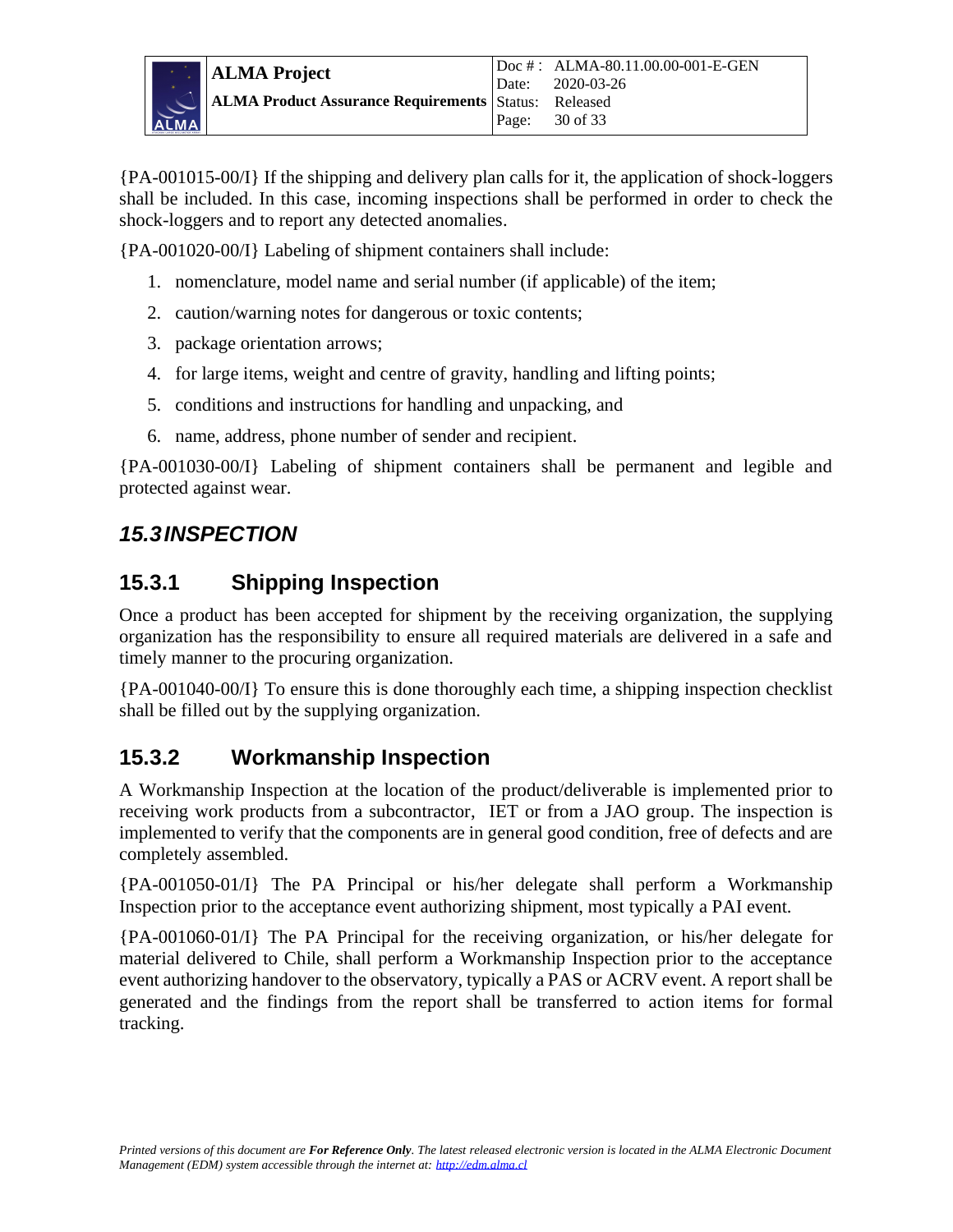{PA-001015-00/I} If the shipping and delivery plan calls for it, the application of shock-loggers shall be included. In this case, incoming inspections shall be performed in order to check the shock-loggers and to report any detected anomalies.

{PA-001020-00/I} Labeling of shipment containers shall include:

1. nomenclature, model name and serial number (if applicable) of the item;
2. caution/warning notes for dangerous or toxic contents;
3. package orientation arrows;
4. for large items, weight and centre of gravity, handling and lifting points;
5. conditions and instructions for handling and unpacking, and
6. name, address, phone number of sender and recipient.

{PA-001030-00/I} Labeling of shipment containers shall be permanent and legible and protected against wear.

## *15.3 INSPECTION*

### 15.3.1 Shipping Inspection

Once a product has been accepted for shipment by the receiving organization, the supplying organization has the responsibility to ensure all required materials are delivered in a safe and timely manner to the procuring organization.

{PA-001040-00/I} To ensure this is done thoroughly each time, a shipping inspection checklist shall be filled out by the supplying organization.

### 15.3.2 Workmanship Inspection

A Workmanship Inspection at the location of the product/deliverable is implemented prior to receiving work products from a subcontractor, IET or from a JAO group. The inspection is implemented to verify that the components are in general good condition, free of defects and are completely assembled.

{PA-001050-01/I} The PA Principal or his/her delegate shall perform a Workmanship Inspection prior to the acceptance event authorizing shipment, most typically a PAI event.

{PA-001060-01/I} The PA Principal for the receiving organization, or his/her delegate for material delivered to Chile, shall perform a Workmanship Inspection prior to the acceptance event authorizing handover to the observatory, typically a PAS or ACRV event. A report shall be generated and the findings from the report shall be transferred to action items for formal tracking.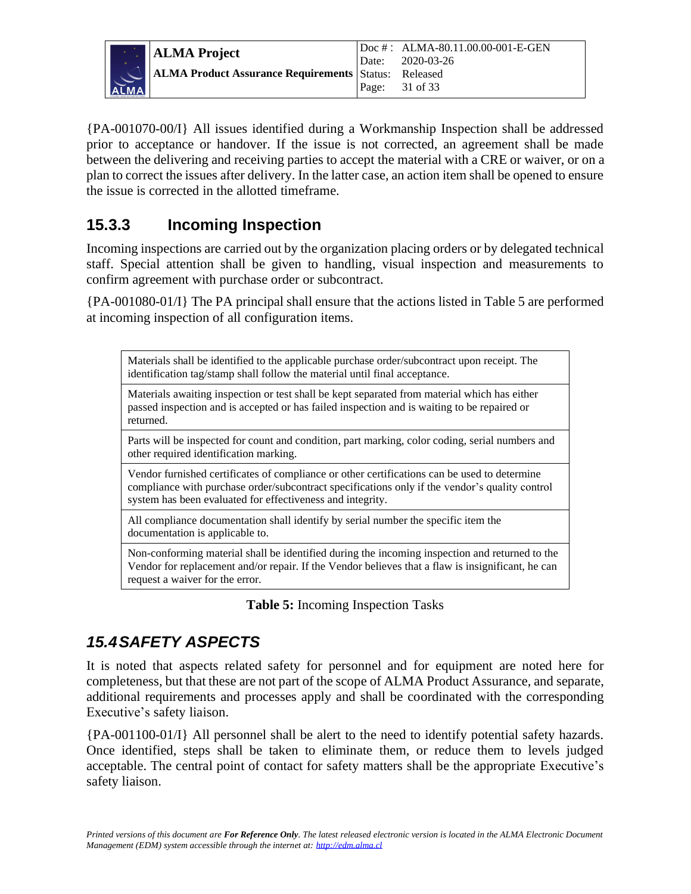{PA-001070-00/I} All issues identified during a Workmanship Inspection shall be addressed prior to acceptance or handover. If the issue is not corrected, an agreement shall be made between the delivering and receiving parties to accept the material with a CRE or waiver, or on a plan to correct the issues after delivery. In the latter case, an action item shall be opened to ensure the issue is corrected in the allotted timeframe.

### 15.3.3 Incoming Inspection

Incoming inspections are carried out by the organization placing orders or by delegated technical staff. Special attention shall be given to handling, visual inspection and measurements to confirm agreement with purchase order or subcontract.

{PA-001080-01/I} The PA principal shall ensure that the actions listed in Table 5 are performed at incoming inspection of all configuration items.

| |
|---|
| Materials shall be identified to the applicable purchase order/subcontract upon receipt. The identification tag/stamp shall follow the material until final acceptance. |
| Materials awaiting inspection or test shall be kept separated from material which has either passed inspection and is accepted or has failed inspection and is waiting to be repaired or returned. |
| Parts will be inspected for count and condition, part marking, color coding, serial numbers and other required identification marking. |
| Vendor furnished certificates of compliance or other certifications can be used to determine compliance with purchase order/subcontract specifications only if the vendor's quality control system has been evaluated for effectiveness and integrity. |
| All compliance documentation shall identify by serial number the specific item the documentation is applicable to. |
| Non-conforming material shall be identified during the incoming inspection and returned to the Vendor for replacement and/or repair. If the Vendor believes that a flaw is insignificant, he can request a waiver for the error. |

**Table 5:** Incoming Inspection Tasks

## *15.4 SAFETY ASPECTS*

It is noted that aspects related safety for personnel and for equipment are noted here for completeness, but that these are not part of the scope of ALMA Product Assurance, and separate, additional requirements and processes apply and shall be coordinated with the corresponding Executive's safety liaison.

{PA-001100-01/I} All personnel shall be alert to the need to identify potential safety hazards. Once identified, steps shall be taken to eliminate them, or reduce them to levels judged acceptable. The central point of contact for safety matters shall be the appropriate Executive's safety liaison.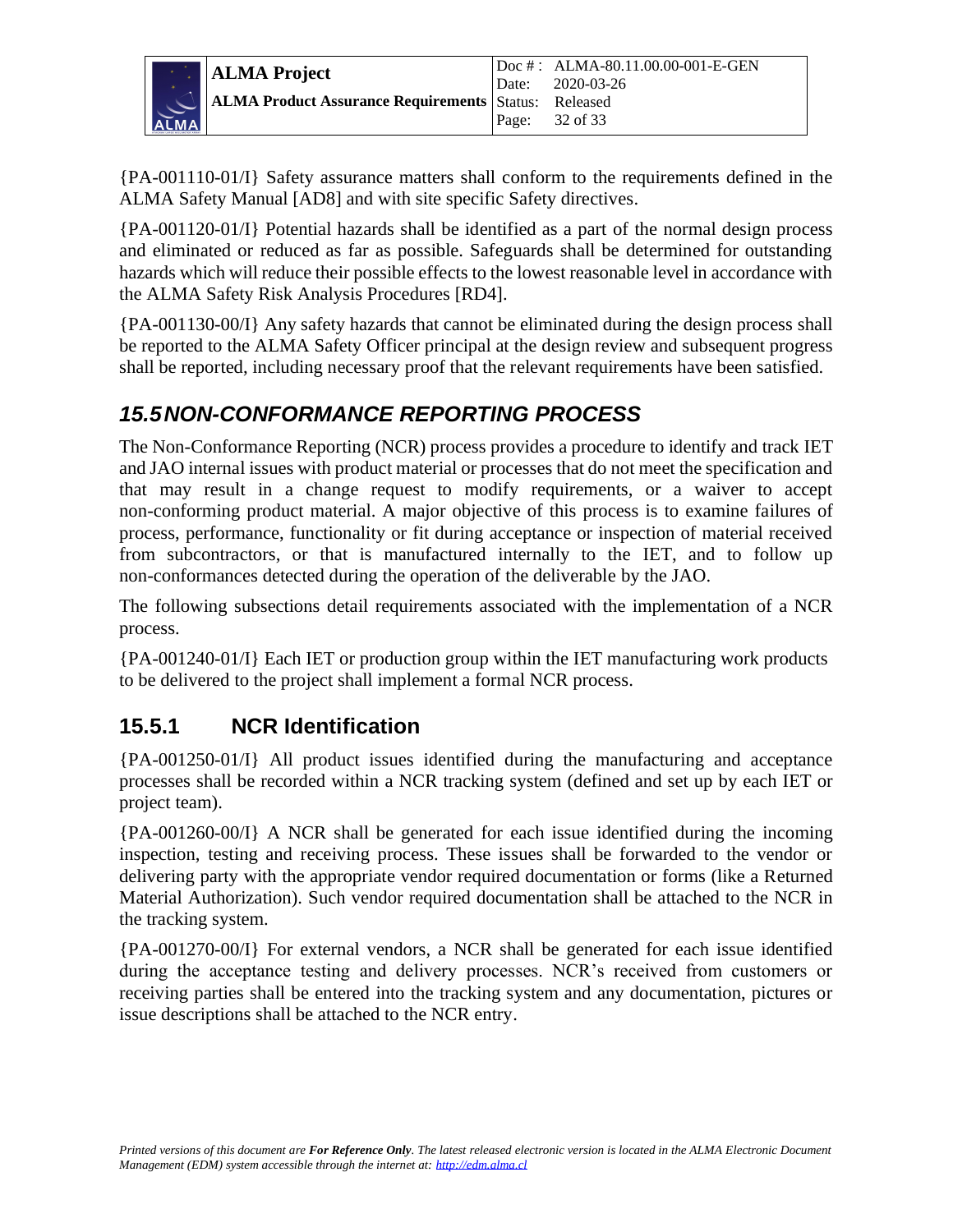{PA-001110-01/I} Safety assurance matters shall conform to the requirements defined in the ALMA Safety Manual [AD8] and with site specific Safety directives.

{PA-001120-01/I} Potential hazards shall be identified as a part of the normal design process and eliminated or reduced as far as possible. Safeguards shall be determined for outstanding hazards which will reduce their possible effects to the lowest reasonable level in accordance with the ALMA Safety Risk Analysis Procedures [RD4].

{PA-001130-00/I} Any safety hazards that cannot be eliminated during the design process shall be reported to the ALMA Safety Officer principal at the design review and subsequent progress shall be reported, including necessary proof that the relevant requirements have been satisfied.

## *15.5 NON-CONFORMANCE REPORTING PROCESS*

The Non-Conformance Reporting (NCR) process provides a procedure to identify and track IET and JAO internal issues with product material or processes that do not meet the specification and that may result in a change request to modify requirements, or a waiver to accept non-conforming product material. A major objective of this process is to examine failures of process, performance, functionality or fit during acceptance or inspection of material received from subcontractors, or that is manufactured internally to the IET, and to follow up non-conformances detected during the operation of the deliverable by the JAO.

The following subsections detail requirements associated with the implementation of a NCR process.

{PA-001240-01/I} Each IET or production group within the IET manufacturing work products to be delivered to the project shall implement a formal NCR process.

### 15.5.1 NCR Identification

{PA-001250-01/I} All product issues identified during the manufacturing and acceptance processes shall be recorded within a NCR tracking system (defined and set up by each IET or project team).

{PA-001260-00/I} A NCR shall be generated for each issue identified during the incoming inspection, testing and receiving process. These issues shall be forwarded to the vendor or delivering party with the appropriate vendor required documentation or forms (like a Returned Material Authorization). Such vendor required documentation shall be attached to the NCR in the tracking system.

{PA-001270-00/I} For external vendors, a NCR shall be generated for each issue identified during the acceptance testing and delivery processes. NCR's received from customers or receiving parties shall be entered into the tracking system and any documentation, pictures or issue descriptions shall be attached to the NCR entry.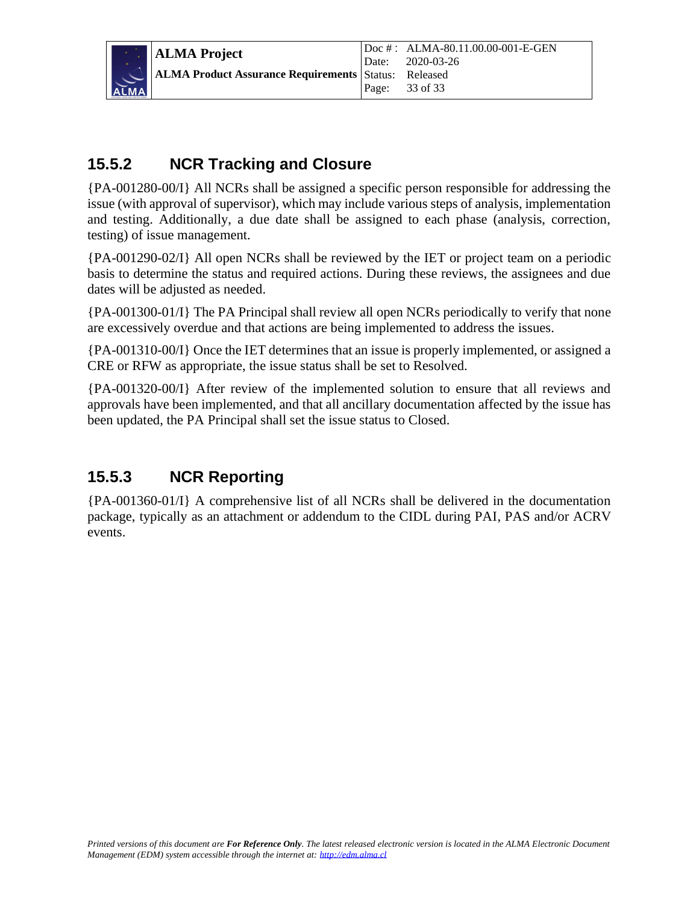### 15.5.2 NCR Tracking and Closure

{PA-001280-00/I} All NCRs shall be assigned a specific person responsible for addressing the issue (with approval of supervisor), which may include various steps of analysis, implementation and testing. Additionally, a due date shall be assigned to each phase (analysis, correction, testing) of issue management.

{PA-001290-02/I} All open NCRs shall be reviewed by the IET or project team on a periodic basis to determine the status and required actions. During these reviews, the assignees and due dates will be adjusted as needed.

{PA-001300-01/I} The PA Principal shall review all open NCRs periodically to verify that none are excessively overdue and that actions are being implemented to address the issues.

{PA-001310-00/I} Once the IET determines that an issue is properly implemented, or assigned a CRE or RFW as appropriate, the issue status shall be set to Resolved.

{PA-001320-00/I} After review of the implemented solution to ensure that all reviews and approvals have been implemented, and that all ancillary documentation affected by the issue has been updated, the PA Principal shall set the issue status to Closed.

### 15.5.3 NCR Reporting

{PA-001360-01/I} A comprehensive list of all NCRs shall be delivered in the documentation package, typically as an attachment or addendum to the CIDL during PAI, PAS and/or ACRV events.